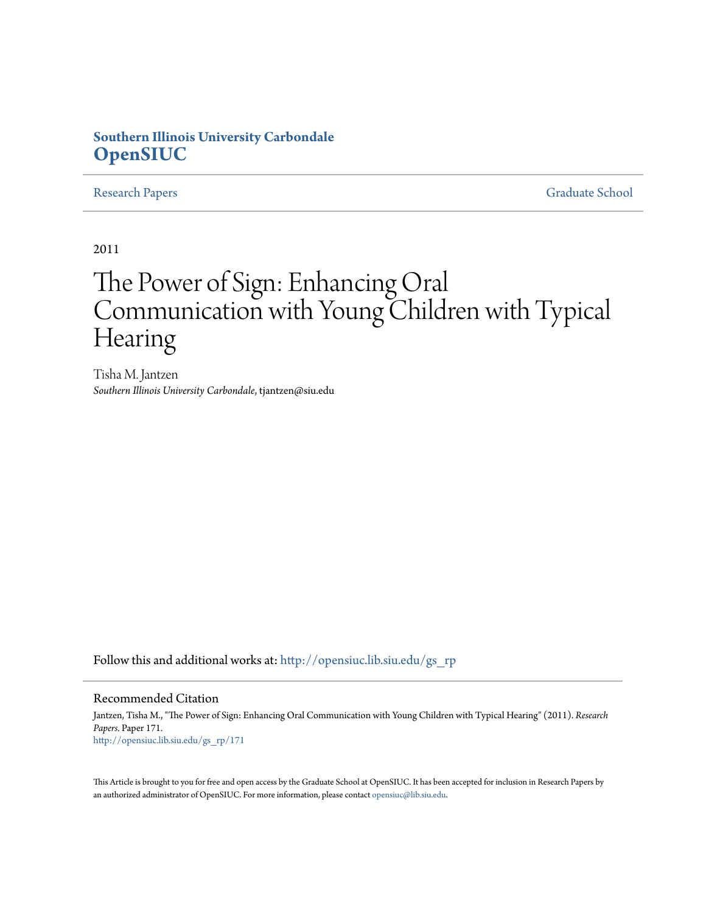**Southern Illinois University Carbondale**
**OpenSIUC**

Research Papers | Graduate School

2011

# The Power of Sign: Enhancing Oral Communication with Young Children with Typical Hearing

Tisha M. Jantzen
*Southern Illinois University Carbondale*, tjantzen@siu.edu

Follow this and additional works at: http://opensiuc.lib.siu.edu/gs_rp

## Recommended Citation

Jantzen, Tisha M., "The Power of Sign: Enhancing Oral Communication with Young Children with Typical Hearing" (2011). *Research Papers*. Paper 171.
http://opensiuc.lib.siu.edu/gs_rp/171

This Article is brought to you for free and open access by the Graduate School at OpenSIUC. It has been accepted for inclusion in Research Papers by an authorized administrator of OpenSIUC. For more information, please contact opensiuc@lib.siu.edu.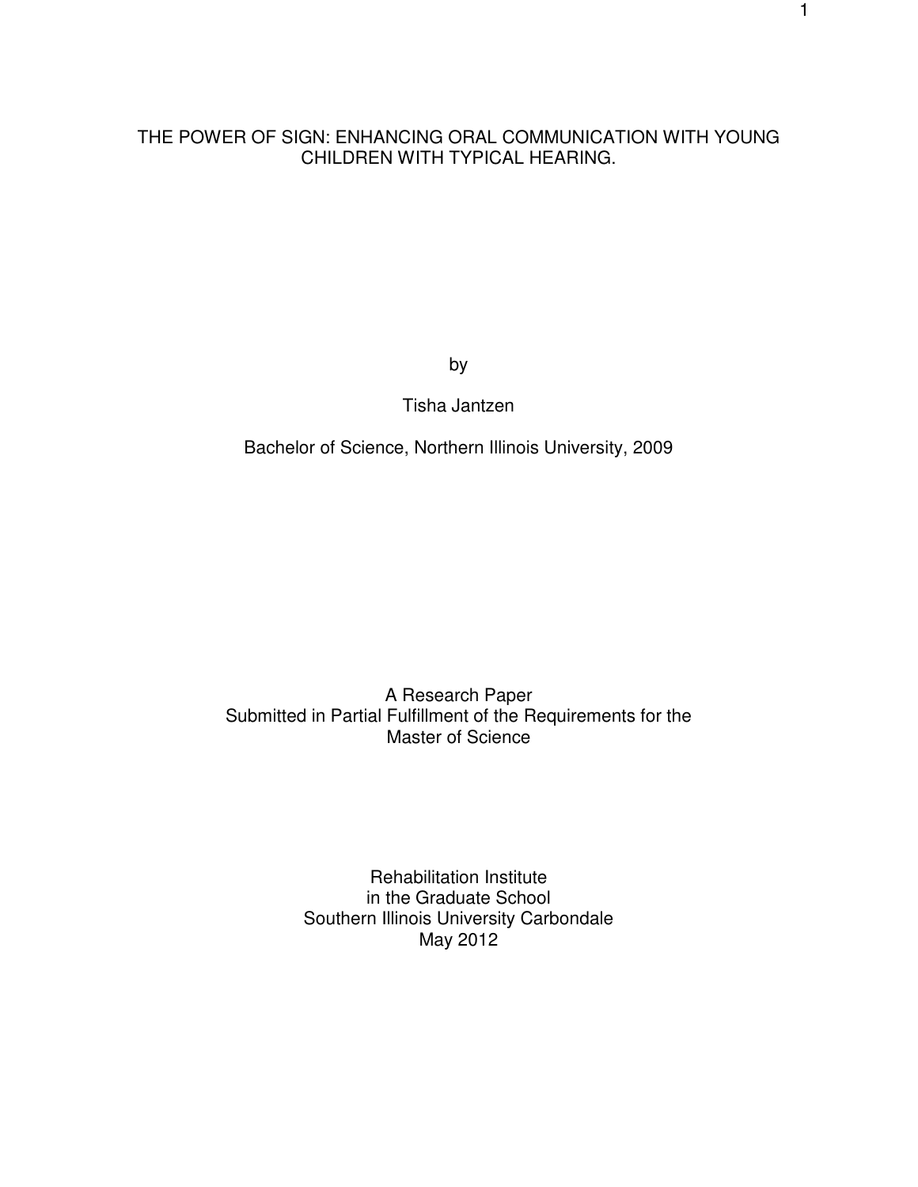# THE POWER OF SIGN: ENHANCING ORAL COMMUNICATION WITH YOUNG CHILDREN WITH TYPICAL HEARING.

by

Tisha Jantzen

Bachelor of Science, Northern Illinois University, 2009

A Research Paper
Submitted in Partial Fulfillment of the Requirements for the
Master of Science

Rehabilitation Institute
in the Graduate School
Southern Illinois University Carbondale
May 2012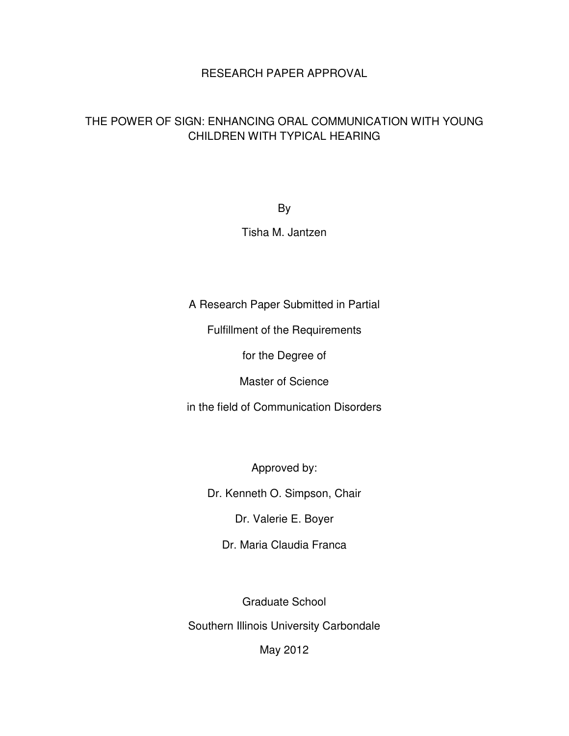# RESEARCH PAPER APPROVAL

## THE POWER OF SIGN: ENHANCING ORAL COMMUNICATION WITH YOUNG CHILDREN WITH TYPICAL HEARING

By

Tisha M. Jantzen

A Research Paper Submitted in Partial

Fulfillment of the Requirements

for the Degree of

Master of Science

in the field of Communication Disorders

Approved by:

Dr. Kenneth O. Simpson, Chair

Dr. Valerie E. Boyer

Dr. Maria Claudia Franca

Graduate School

Southern Illinois University Carbondale

May 2012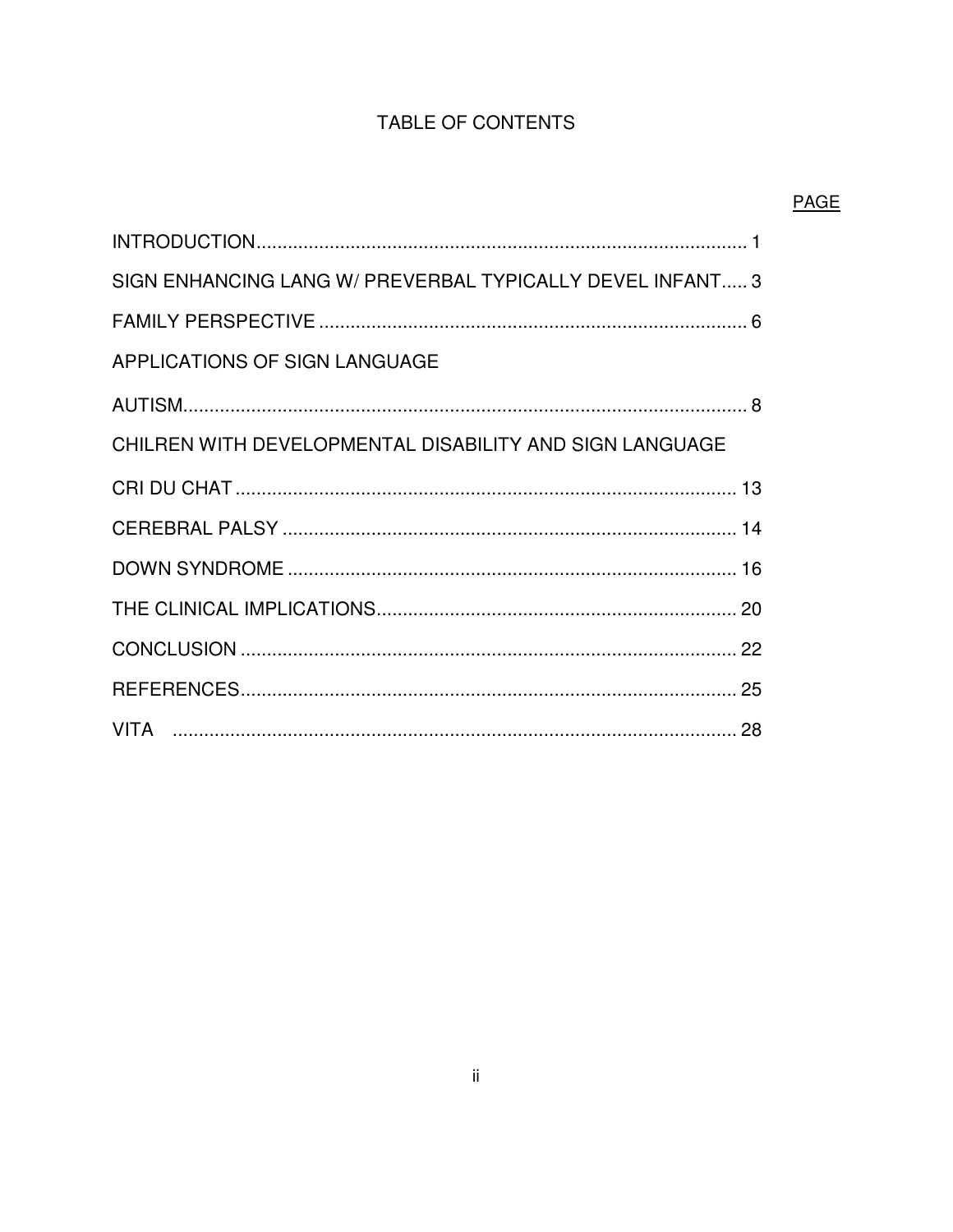# TABLE OF CONTENTS

| | PAGE |
|---|---|
| INTRODUCTION | 1 |
| SIGN ENHANCING LANG W/ PREVERBAL TYPICALLY DEVEL INFANT | 3 |
| FAMILY PERSPECTIVE | 6 |
| APPLICATIONS OF SIGN LANGUAGE | |
| AUTISM | 8 |
| CHILREN WITH DEVELOPMENTAL DISABILITY AND SIGN LANGUAGE | |
| CRI DU CHAT | 13 |
| CEREBRAL PALSY | 14 |
| DOWN SYNDROME | 16 |
| THE CLINICAL IMPLICATIONS | 20 |
| CONCLUSION | 22 |
| REFERENCES | 25 |
| VITA | 28 |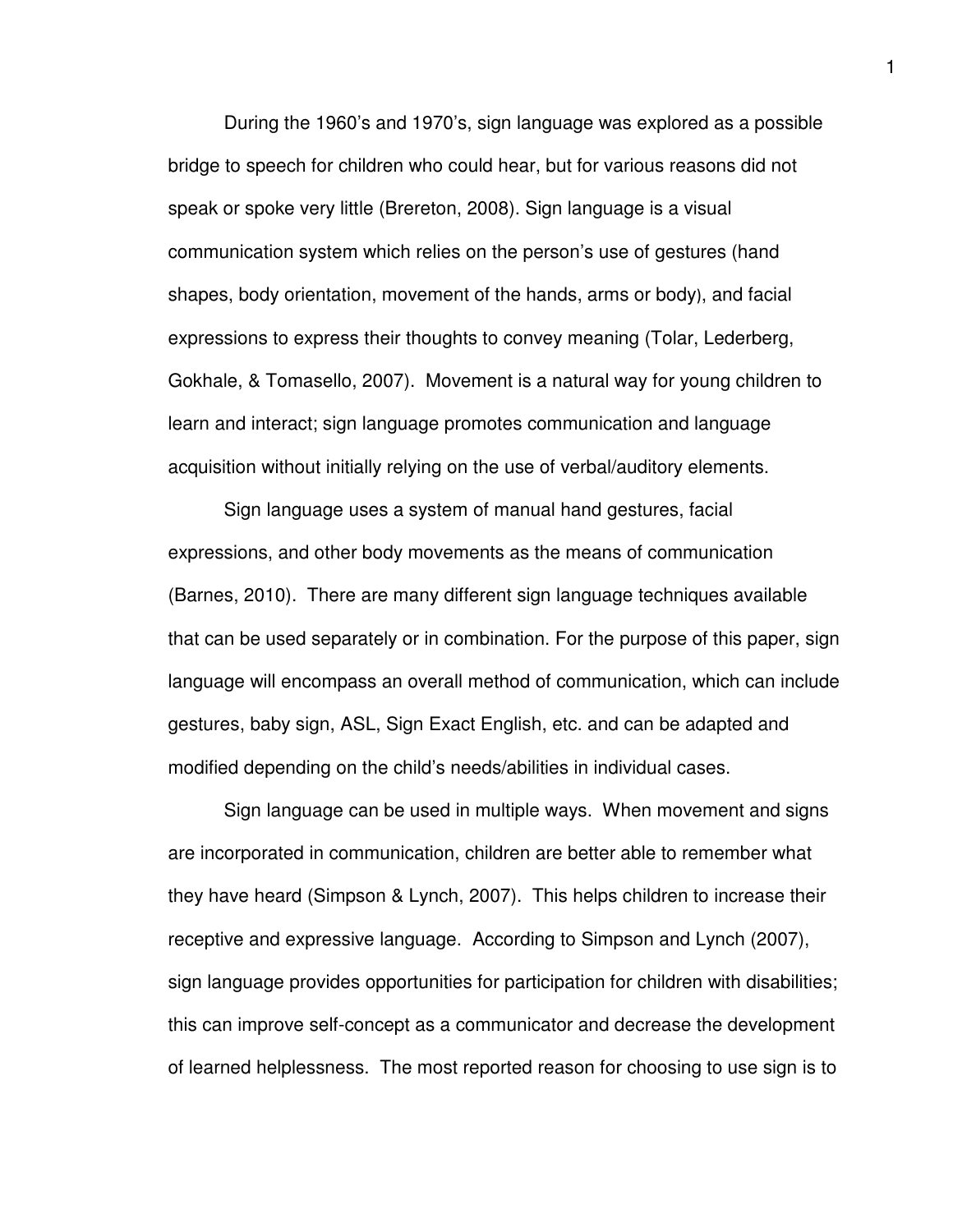During the 1960's and 1970's, sign language was explored as a possible bridge to speech for children who could hear, but for various reasons did not speak or spoke very little (Brereton, 2008). Sign language is a visual communication system which relies on the person's use of gestures (hand shapes, body orientation, movement of the hands, arms or body), and facial expressions to express their thoughts to convey meaning (Tolar, Lederberg, Gokhale, & Tomasello, 2007). Movement is a natural way for young children to learn and interact; sign language promotes communication and language acquisition without initially relying on the use of verbal/auditory elements.

Sign language uses a system of manual hand gestures, facial expressions, and other body movements as the means of communication (Barnes, 2010). There are many different sign language techniques available that can be used separately or in combination. For the purpose of this paper, sign language will encompass an overall method of communication, which can include gestures, baby sign, ASL, Sign Exact English, etc. and can be adapted and modified depending on the child's needs/abilities in individual cases.

Sign language can be used in multiple ways. When movement and signs are incorporated in communication, children are better able to remember what they have heard (Simpson & Lynch, 2007). This helps children to increase their receptive and expressive language. According to Simpson and Lynch (2007), sign language provides opportunities for participation for children with disabilities; this can improve self-concept as a communicator and decrease the development of learned helplessness. The most reported reason for choosing to use sign is to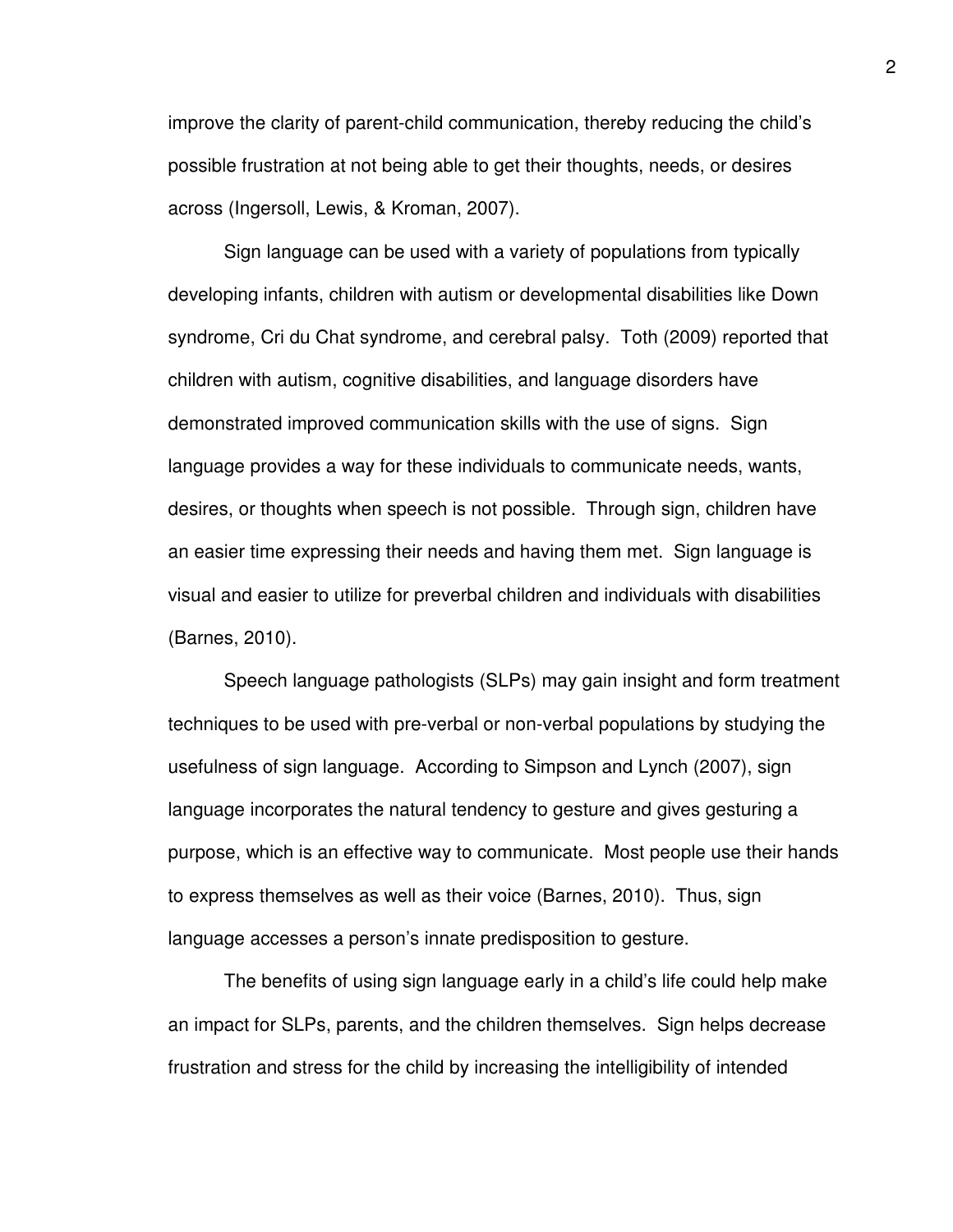improve the clarity of parent-child communication, thereby reducing the child's possible frustration at not being able to get their thoughts, needs, or desires across (Ingersoll, Lewis, & Kroman, 2007).

Sign language can be used with a variety of populations from typically developing infants, children with autism or developmental disabilities like Down syndrome, Cri du Chat syndrome, and cerebral palsy. Toth (2009) reported that children with autism, cognitive disabilities, and language disorders have demonstrated improved communication skills with the use of signs. Sign language provides a way for these individuals to communicate needs, wants, desires, or thoughts when speech is not possible. Through sign, children have an easier time expressing their needs and having them met. Sign language is visual and easier to utilize for preverbal children and individuals with disabilities (Barnes, 2010).

Speech language pathologists (SLPs) may gain insight and form treatment techniques to be used with pre-verbal or non-verbal populations by studying the usefulness of sign language. According to Simpson and Lynch (2007), sign language incorporates the natural tendency to gesture and gives gesturing a purpose, which is an effective way to communicate. Most people use their hands to express themselves as well as their voice (Barnes, 2010). Thus, sign language accesses a person's innate predisposition to gesture.

The benefits of using sign language early in a child's life could help make an impact for SLPs, parents, and the children themselves. Sign helps decrease frustration and stress for the child by increasing the intelligibility of intended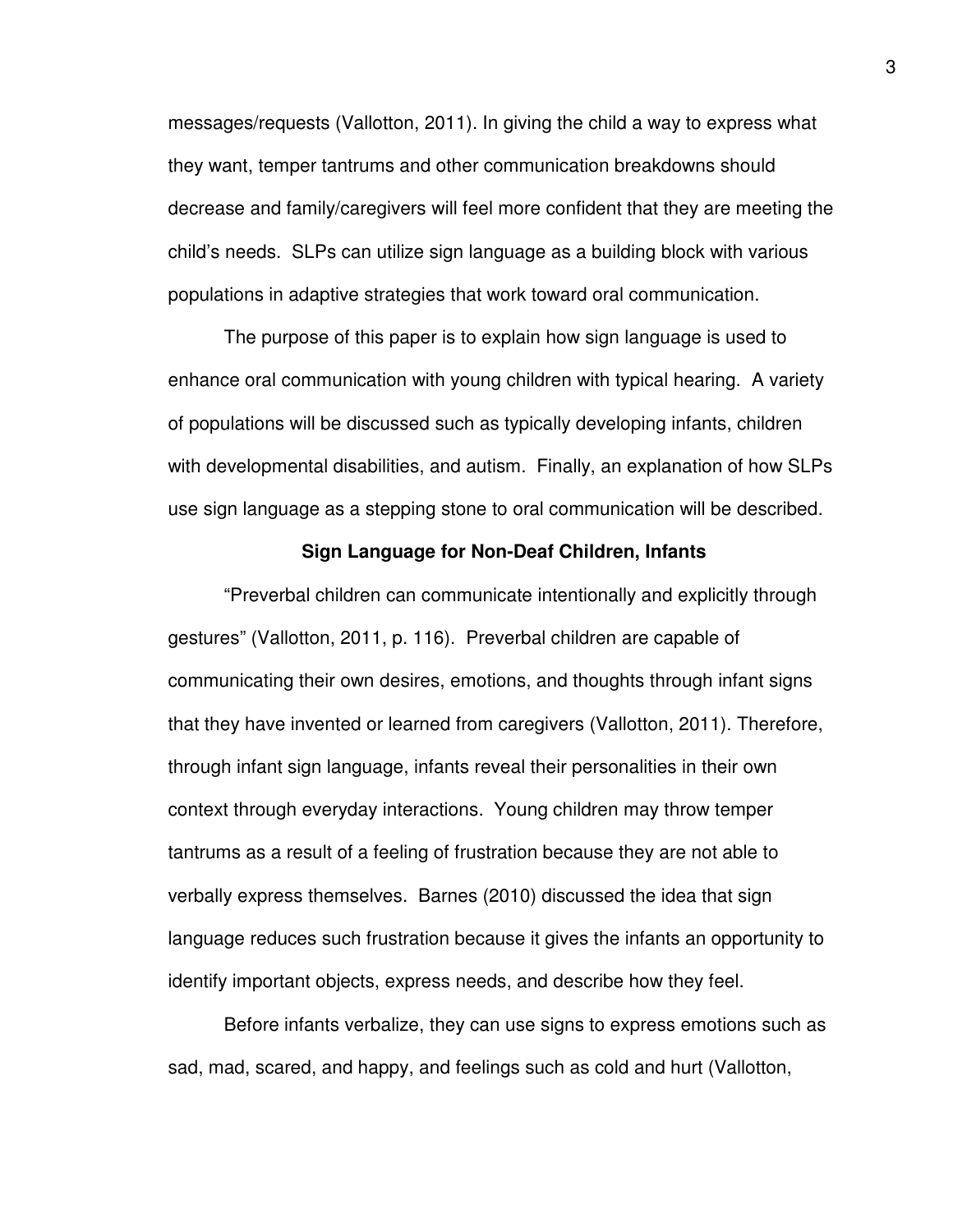messages/requests (Vallotton, 2011). In giving the child a way to express what they want, temper tantrums and other communication breakdowns should decrease and family/caregivers will feel more confident that they are meeting the child's needs. SLPs can utilize sign language as a building block with various populations in adaptive strategies that work toward oral communication.

The purpose of this paper is to explain how sign language is used to enhance oral communication with young children with typical hearing. A variety of populations will be discussed such as typically developing infants, children with developmental disabilities, and autism. Finally, an explanation of how SLPs use sign language as a stepping stone to oral communication will be described.

## Sign Language for Non-Deaf Children, Infants

"Preverbal children can communicate intentionally and explicitly through gestures" (Vallotton, 2011, p. 116). Preverbal children are capable of communicating their own desires, emotions, and thoughts through infant signs that they have invented or learned from caregivers (Vallotton, 2011). Therefore, through infant sign language, infants reveal their personalities in their own context through everyday interactions. Young children may throw temper tantrums as a result of a feeling of frustration because they are not able to verbally express themselves. Barnes (2010) discussed the idea that sign language reduces such frustration because it gives the infants an opportunity to identify important objects, express needs, and describe how they feel.

Before infants verbalize, they can use signs to express emotions such as sad, mad, scared, and happy, and feelings such as cold and hurt (Vallotton,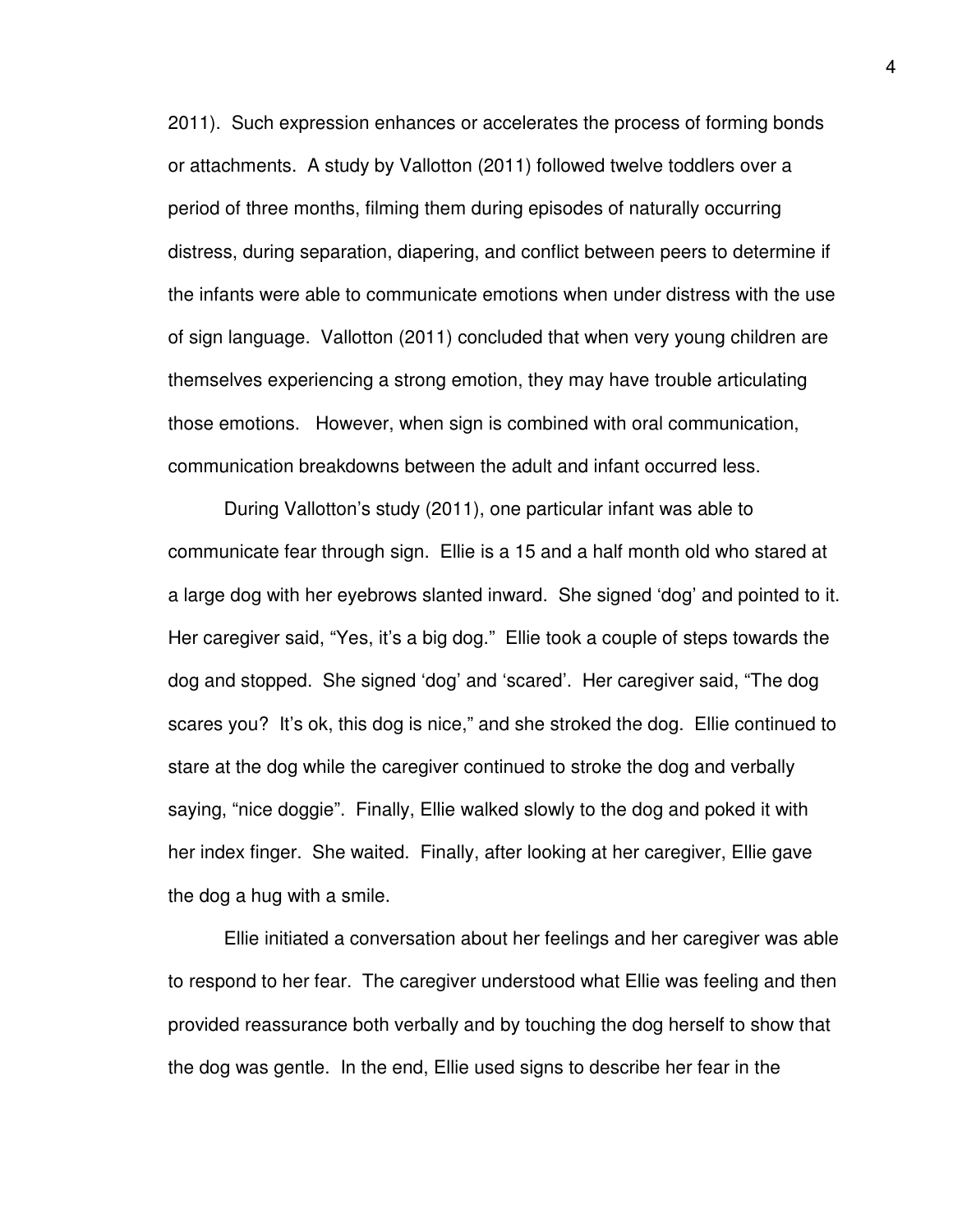2011). Such expression enhances or accelerates the process of forming bonds or attachments. A study by Vallotton (2011) followed twelve toddlers over a period of three months, filming them during episodes of naturally occurring distress, during separation, diapering, and conflict between peers to determine if the infants were able to communicate emotions when under distress with the use of sign language. Vallotton (2011) concluded that when very young children are themselves experiencing a strong emotion, they may have trouble articulating those emotions. However, when sign is combined with oral communication, communication breakdowns between the adult and infant occurred less.

During Vallotton's study (2011), one particular infant was able to communicate fear through sign. Ellie is a 15 and a half month old who stared at a large dog with her eyebrows slanted inward. She signed 'dog' and pointed to it. Her caregiver said, "Yes, it's a big dog." Ellie took a couple of steps towards the dog and stopped. She signed 'dog' and 'scared'. Her caregiver said, "The dog scares you? It's ok, this dog is nice," and she stroked the dog. Ellie continued to stare at the dog while the caregiver continued to stroke the dog and verbally saying, "nice doggie". Finally, Ellie walked slowly to the dog and poked it with her index finger. She waited. Finally, after looking at her caregiver, Ellie gave the dog a hug with a smile.

Ellie initiated a conversation about her feelings and her caregiver was able to respond to her fear. The caregiver understood what Ellie was feeling and then provided reassurance both verbally and by touching the dog herself to show that the dog was gentle. In the end, Ellie used signs to describe her fear in the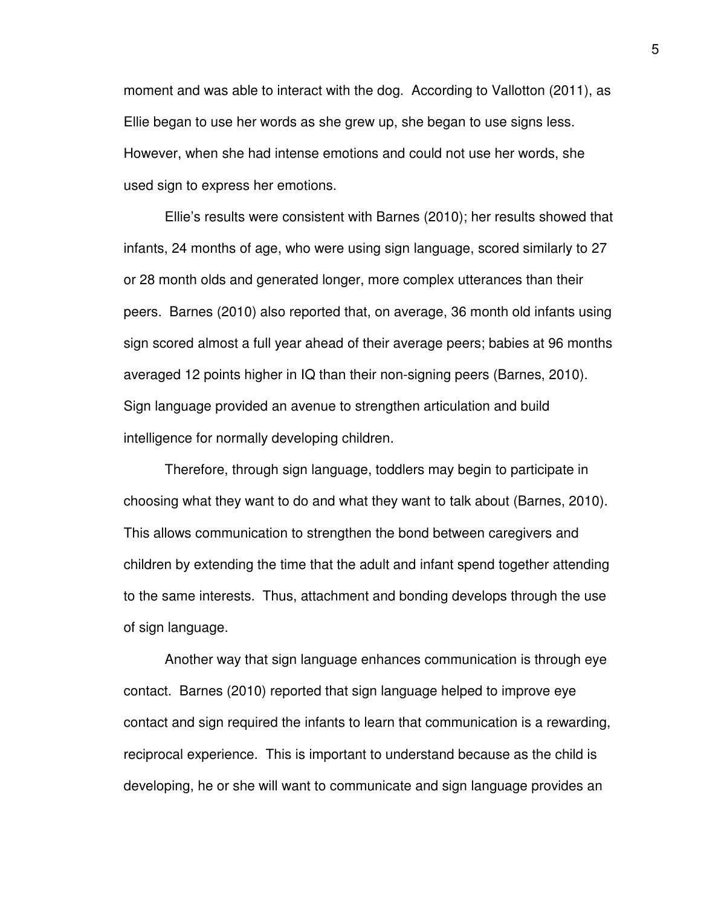moment and was able to interact with the dog. According to Vallotton (2011), as Ellie began to use her words as she grew up, she began to use signs less. However, when she had intense emotions and could not use her words, she used sign to express her emotions.

Ellie's results were consistent with Barnes (2010); her results showed that infants, 24 months of age, who were using sign language, scored similarly to 27 or 28 month olds and generated longer, more complex utterances than their peers. Barnes (2010) also reported that, on average, 36 month old infants using sign scored almost a full year ahead of their average peers; babies at 96 months averaged 12 points higher in IQ than their non-signing peers (Barnes, 2010). Sign language provided an avenue to strengthen articulation and build intelligence for normally developing children.

Therefore, through sign language, toddlers may begin to participate in choosing what they want to do and what they want to talk about (Barnes, 2010). This allows communication to strengthen the bond between caregivers and children by extending the time that the adult and infant spend together attending to the same interests. Thus, attachment and bonding develops through the use of sign language.

Another way that sign language enhances communication is through eye contact. Barnes (2010) reported that sign language helped to improve eye contact and sign required the infants to learn that communication is a rewarding, reciprocal experience. This is important to understand because as the child is developing, he or she will want to communicate and sign language provides an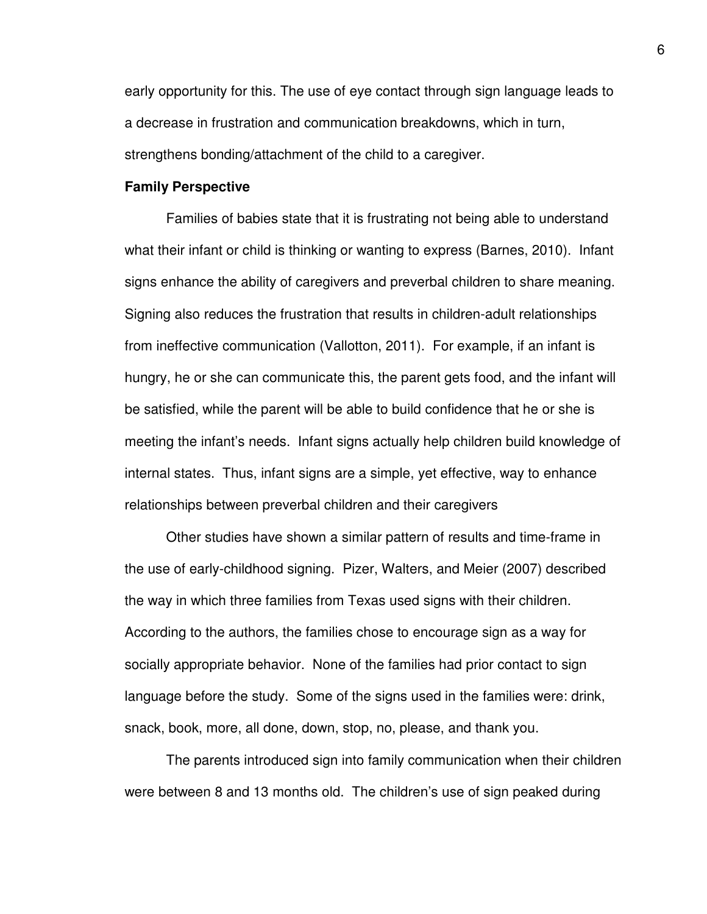early opportunity for this. The use of eye contact through sign language leads to a decrease in frustration and communication breakdowns, which in turn, strengthens bonding/attachment of the child to a caregiver.

**Family Perspective**

Families of babies state that it is frustrating not being able to understand what their infant or child is thinking or wanting to express (Barnes, 2010). Infant signs enhance the ability of caregivers and preverbal children to share meaning. Signing also reduces the frustration that results in children-adult relationships from ineffective communication (Vallotton, 2011). For example, if an infant is hungry, he or she can communicate this, the parent gets food, and the infant will be satisfied, while the parent will be able to build confidence that he or she is meeting the infant's needs. Infant signs actually help children build knowledge of internal states. Thus, infant signs are a simple, yet effective, way to enhance relationships between preverbal children and their caregivers

Other studies have shown a similar pattern of results and time-frame in the use of early-childhood signing. Pizer, Walters, and Meier (2007) described the way in which three families from Texas used signs with their children. According to the authors, the families chose to encourage sign as a way for socially appropriate behavior. None of the families had prior contact to sign language before the study. Some of the signs used in the families were: drink, snack, book, more, all done, down, stop, no, please, and thank you.

The parents introduced sign into family communication when their children were between 8 and 13 months old. The children's use of sign peaked during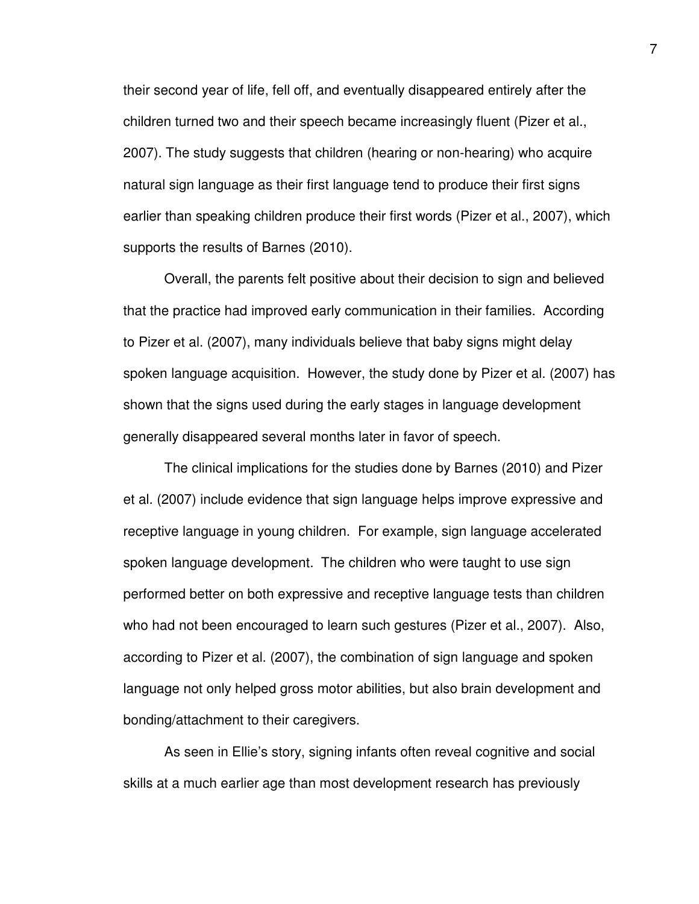their second year of life, fell off, and eventually disappeared entirely after the children turned two and their speech became increasingly fluent (Pizer et al., 2007). The study suggests that children (hearing or non-hearing) who acquire natural sign language as their first language tend to produce their first signs earlier than speaking children produce their first words (Pizer et al., 2007), which supports the results of Barnes (2010).

Overall, the parents felt positive about their decision to sign and believed that the practice had improved early communication in their families. According to Pizer et al. (2007), many individuals believe that baby signs might delay spoken language acquisition. However, the study done by Pizer et al. (2007) has shown that the signs used during the early stages in language development generally disappeared several months later in favor of speech.

The clinical implications for the studies done by Barnes (2010) and Pizer et al. (2007) include evidence that sign language helps improve expressive and receptive language in young children. For example, sign language accelerated spoken language development. The children who were taught to use sign performed better on both expressive and receptive language tests than children who had not been encouraged to learn such gestures (Pizer et al., 2007). Also, according to Pizer et al. (2007), the combination of sign language and spoken language not only helped gross motor abilities, but also brain development and bonding/attachment to their caregivers.

As seen in Ellie's story, signing infants often reveal cognitive and social skills at a much earlier age than most development research has previously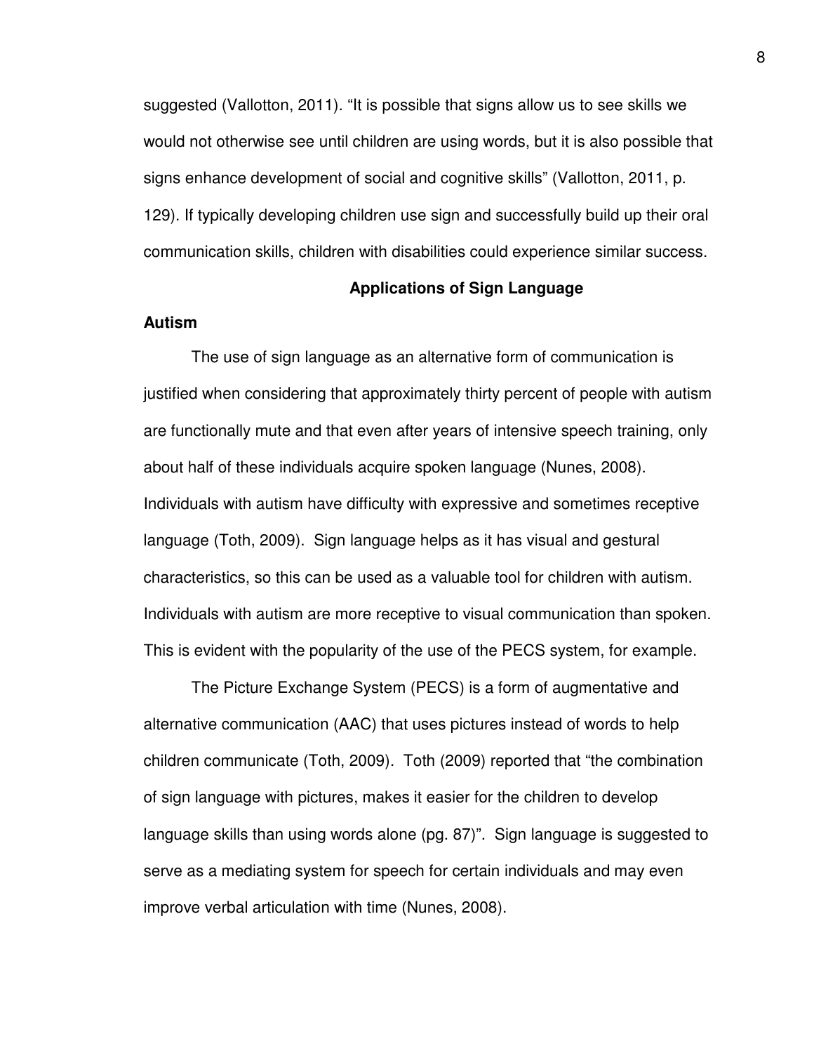suggested (Vallotton, 2011). "It is possible that signs allow us to see skills we would not otherwise see until children are using words, but it is also possible that signs enhance development of social and cognitive skills" (Vallotton, 2011, p. 129). If typically developing children use sign and successfully build up their oral communication skills, children with disabilities could experience similar success.

## Applications of Sign Language

### Autism

The use of sign language as an alternative form of communication is justified when considering that approximately thirty percent of people with autism are functionally mute and that even after years of intensive speech training, only about half of these individuals acquire spoken language (Nunes, 2008). Individuals with autism have difficulty with expressive and sometimes receptive language (Toth, 2009). Sign language helps as it has visual and gestural characteristics, so this can be used as a valuable tool for children with autism. Individuals with autism are more receptive to visual communication than spoken. This is evident with the popularity of the use of the PECS system, for example.

The Picture Exchange System (PECS) is a form of augmentative and alternative communication (AAC) that uses pictures instead of words to help children communicate (Toth, 2009). Toth (2009) reported that "the combination of sign language with pictures, makes it easier for the children to develop language skills than using words alone (pg. 87)". Sign language is suggested to serve as a mediating system for speech for certain individuals and may even improve verbal articulation with time (Nunes, 2008).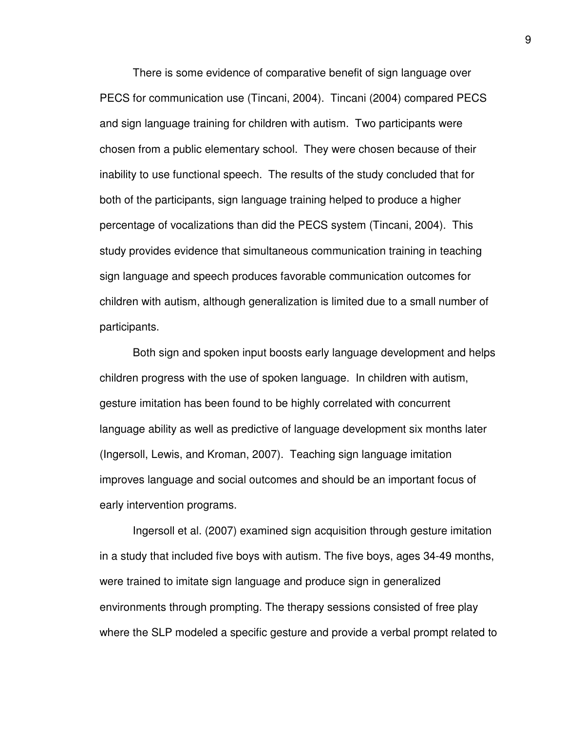There is some evidence of comparative benefit of sign language over PECS for communication use (Tincani, 2004). Tincani (2004) compared PECS and sign language training for children with autism. Two participants were chosen from a public elementary school. They were chosen because of their inability to use functional speech. The results of the study concluded that for both of the participants, sign language training helped to produce a higher percentage of vocalizations than did the PECS system (Tincani, 2004). This study provides evidence that simultaneous communication training in teaching sign language and speech produces favorable communication outcomes for children with autism, although generalization is limited due to a small number of participants.

Both sign and spoken input boosts early language development and helps children progress with the use of spoken language. In children with autism, gesture imitation has been found to be highly correlated with concurrent language ability as well as predictive of language development six months later (Ingersoll, Lewis, and Kroman, 2007). Teaching sign language imitation improves language and social outcomes and should be an important focus of early intervention programs.

Ingersoll et al. (2007) examined sign acquisition through gesture imitation in a study that included five boys with autism. The five boys, ages 34-49 months, were trained to imitate sign language and produce sign in generalized environments through prompting. The therapy sessions consisted of free play where the SLP modeled a specific gesture and provide a verbal prompt related to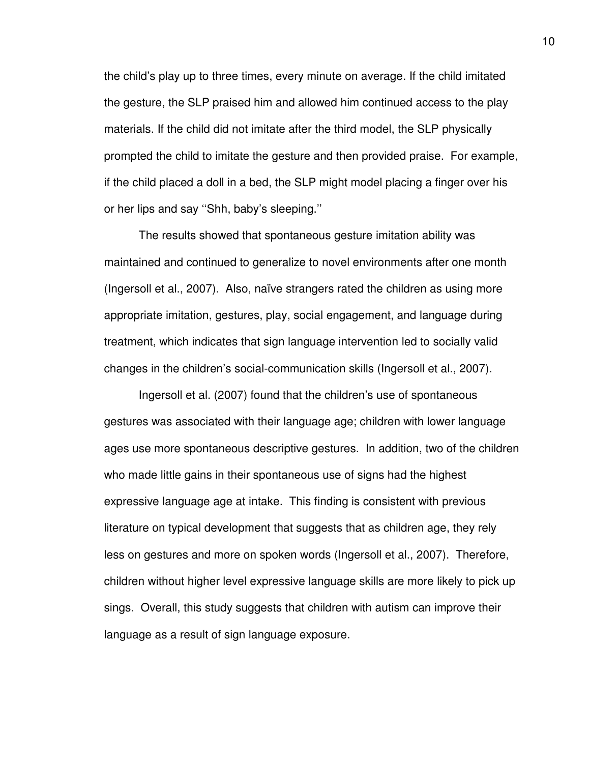the child's play up to three times, every minute on average. If the child imitated the gesture, the SLP praised him and allowed him continued access to the play materials. If the child did not imitate after the third model, the SLP physically prompted the child to imitate the gesture and then provided praise. For example, if the child placed a doll in a bed, the SLP might model placing a finger over his or her lips and say ''Shh, baby's sleeping.''

The results showed that spontaneous gesture imitation ability was maintained and continued to generalize to novel environments after one month (Ingersoll et al., 2007). Also, naïve strangers rated the children as using more appropriate imitation, gestures, play, social engagement, and language during treatment, which indicates that sign language intervention led to socially valid changes in the children's social-communication skills (Ingersoll et al., 2007).

Ingersoll et al. (2007) found that the children's use of spontaneous gestures was associated with their language age; children with lower language ages use more spontaneous descriptive gestures. In addition, two of the children who made little gains in their spontaneous use of signs had the highest expressive language age at intake. This finding is consistent with previous literature on typical development that suggests that as children age, they rely less on gestures and more on spoken words (Ingersoll et al., 2007). Therefore, children without higher level expressive language skills are more likely to pick up sings. Overall, this study suggests that children with autism can improve their language as a result of sign language exposure.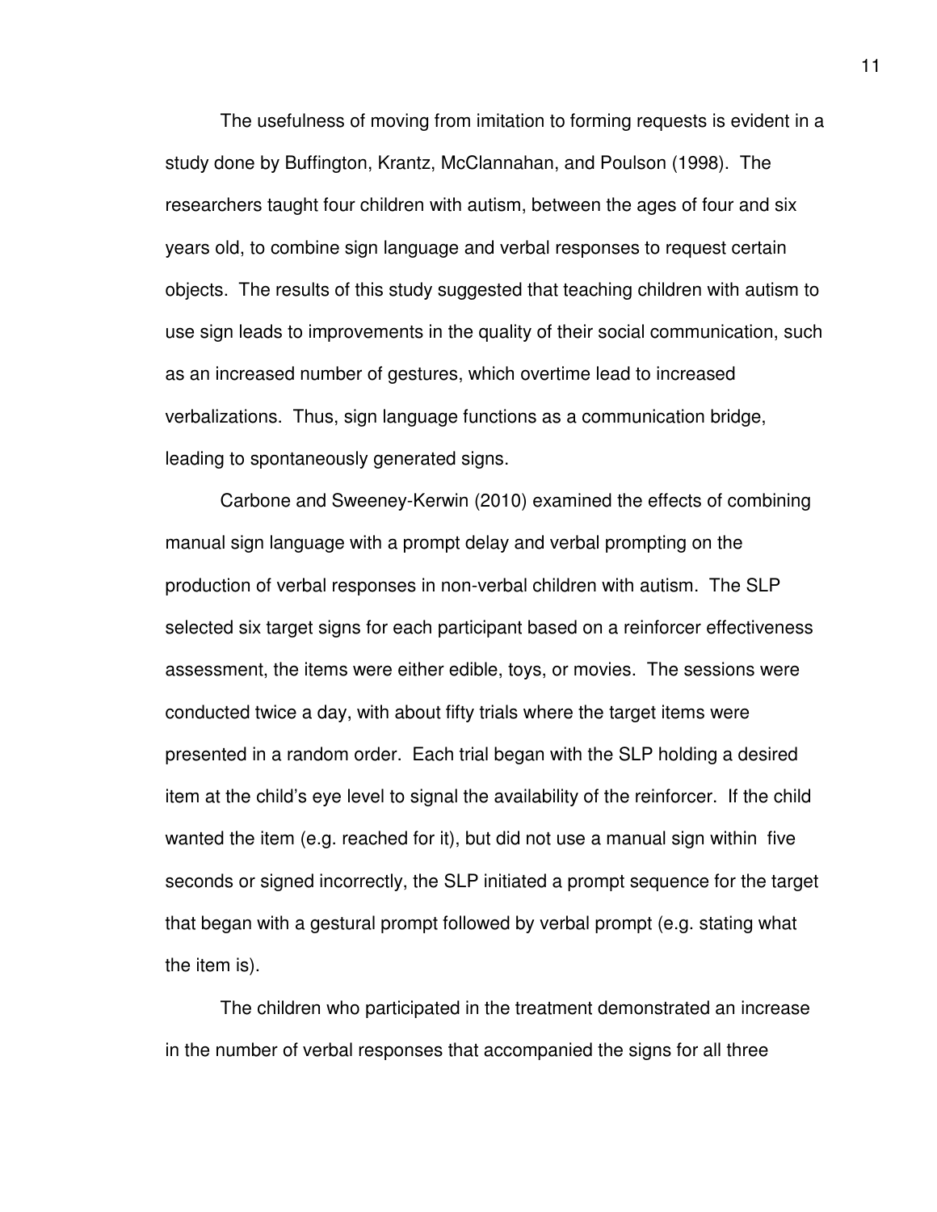The usefulness of moving from imitation to forming requests is evident in a study done by Buffington, Krantz, McClannahan, and Poulson (1998). The researchers taught four children with autism, between the ages of four and six years old, to combine sign language and verbal responses to request certain objects. The results of this study suggested that teaching children with autism to use sign leads to improvements in the quality of their social communication, such as an increased number of gestures, which overtime lead to increased verbalizations. Thus, sign language functions as a communication bridge, leading to spontaneously generated signs.

Carbone and Sweeney-Kerwin (2010) examined the effects of combining manual sign language with a prompt delay and verbal prompting on the production of verbal responses in non-verbal children with autism. The SLP selected six target signs for each participant based on a reinforcer effectiveness assessment, the items were either edible, toys, or movies. The sessions were conducted twice a day, with about fifty trials where the target items were presented in a random order. Each trial began with the SLP holding a desired item at the child's eye level to signal the availability of the reinforcer. If the child wanted the item (e.g. reached for it), but did not use a manual sign within five seconds or signed incorrectly, the SLP initiated a prompt sequence for the target that began with a gestural prompt followed by verbal prompt (e.g. stating what the item is).

The children who participated in the treatment demonstrated an increase in the number of verbal responses that accompanied the signs for all three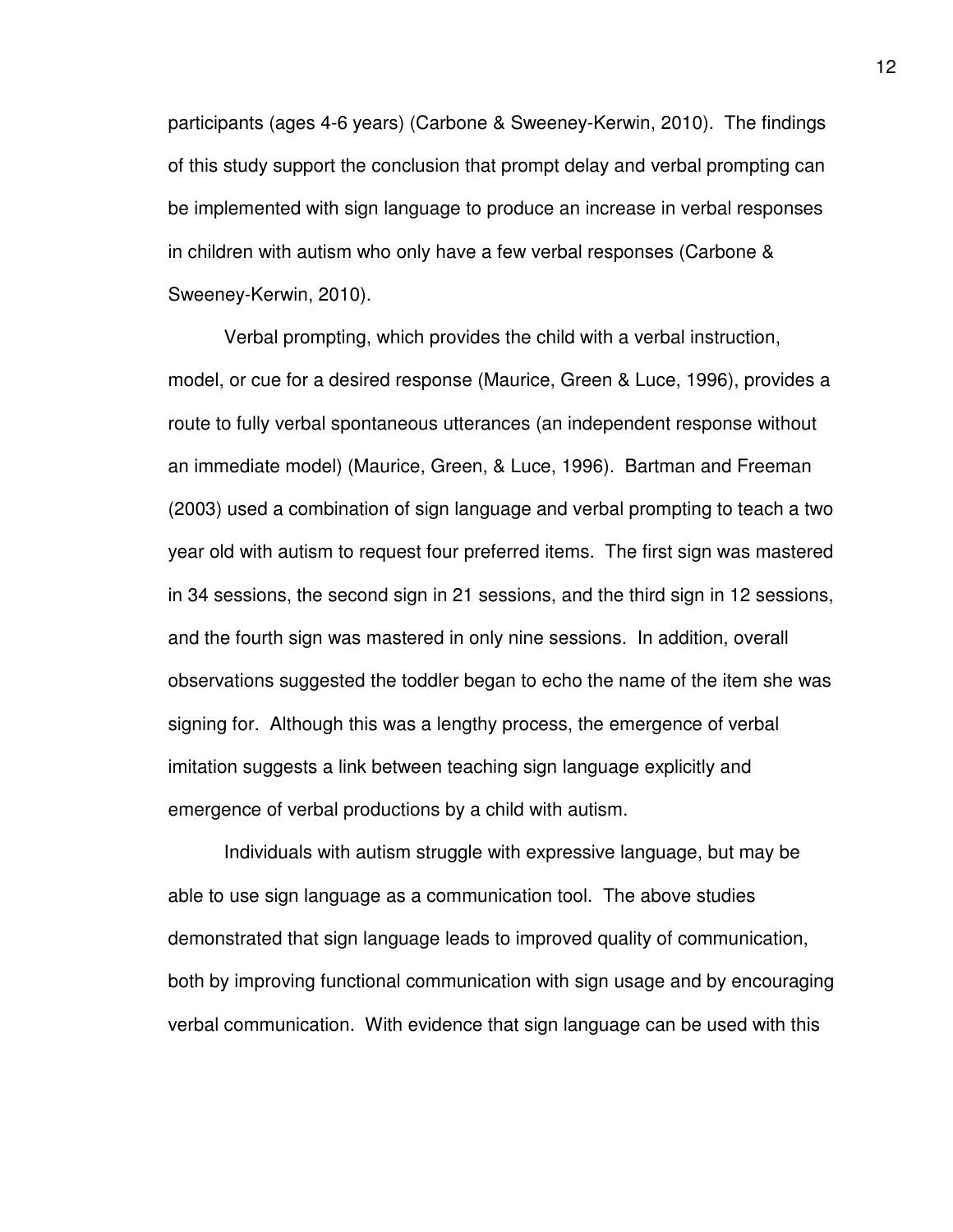participants (ages 4-6 years) (Carbone & Sweeney-Kerwin, 2010). The findings of this study support the conclusion that prompt delay and verbal prompting can be implemented with sign language to produce an increase in verbal responses in children with autism who only have a few verbal responses (Carbone & Sweeney-Kerwin, 2010).

Verbal prompting, which provides the child with a verbal instruction, model, or cue for a desired response (Maurice, Green & Luce, 1996), provides a route to fully verbal spontaneous utterances (an independent response without an immediate model) (Maurice, Green, & Luce, 1996). Bartman and Freeman (2003) used a combination of sign language and verbal prompting to teach a two year old with autism to request four preferred items. The first sign was mastered in 34 sessions, the second sign in 21 sessions, and the third sign in 12 sessions, and the fourth sign was mastered in only nine sessions. In addition, overall observations suggested the toddler began to echo the name of the item she was signing for. Although this was a lengthy process, the emergence of verbal imitation suggests a link between teaching sign language explicitly and emergence of verbal productions by a child with autism.

Individuals with autism struggle with expressive language, but may be able to use sign language as a communication tool. The above studies demonstrated that sign language leads to improved quality of communication, both by improving functional communication with sign usage and by encouraging verbal communication. With evidence that sign language can be used with this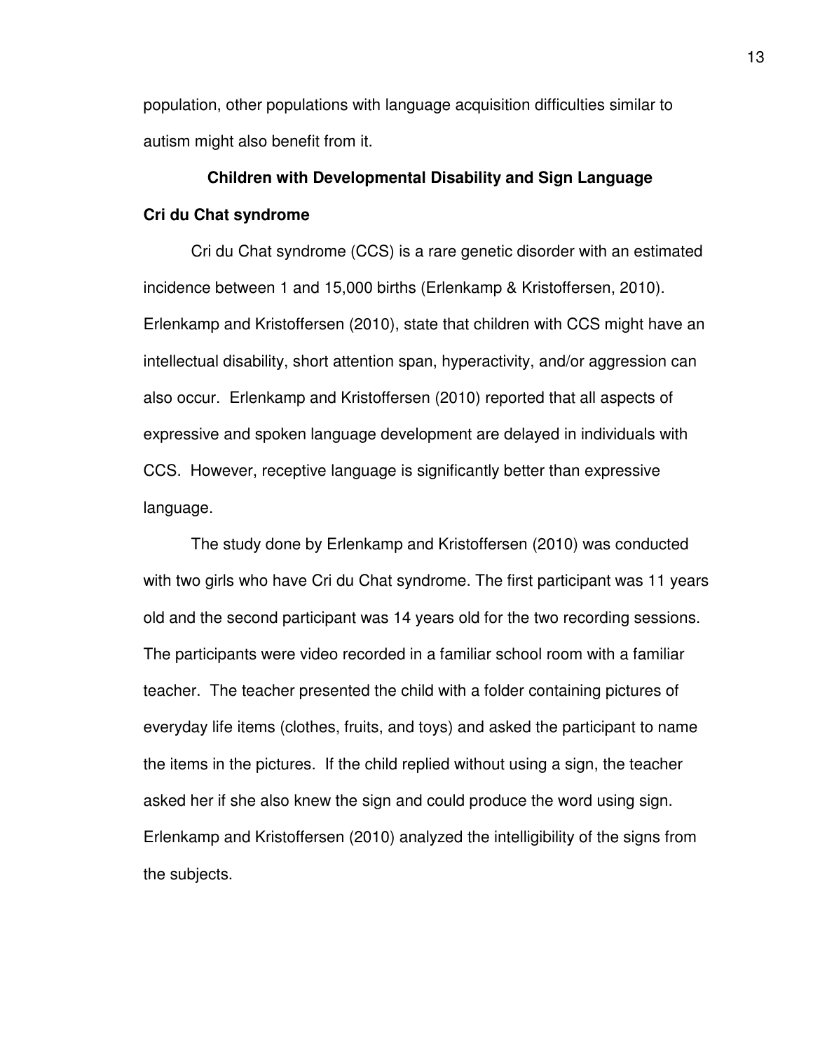population, other populations with language acquisition difficulties similar to autism might also benefit from it.

## Children with Developmental Disability and Sign Language

### Cri du Chat syndrome

Cri du Chat syndrome (CCS) is a rare genetic disorder with an estimated incidence between 1 and 15,000 births (Erlenkamp & Kristoffersen, 2010). Erlenkamp and Kristoffersen (2010), state that children with CCS might have an intellectual disability, short attention span, hyperactivity, and/or aggression can also occur. Erlenkamp and Kristoffersen (2010) reported that all aspects of expressive and spoken language development are delayed in individuals with CCS. However, receptive language is significantly better than expressive language.

The study done by Erlenkamp and Kristoffersen (2010) was conducted with two girls who have Cri du Chat syndrome. The first participant was 11 years old and the second participant was 14 years old for the two recording sessions. The participants were video recorded in a familiar school room with a familiar teacher. The teacher presented the child with a folder containing pictures of everyday life items (clothes, fruits, and toys) and asked the participant to name the items in the pictures. If the child replied without using a sign, the teacher asked her if she also knew the sign and could produce the word using sign. Erlenkamp and Kristoffersen (2010) analyzed the intelligibility of the signs from the subjects.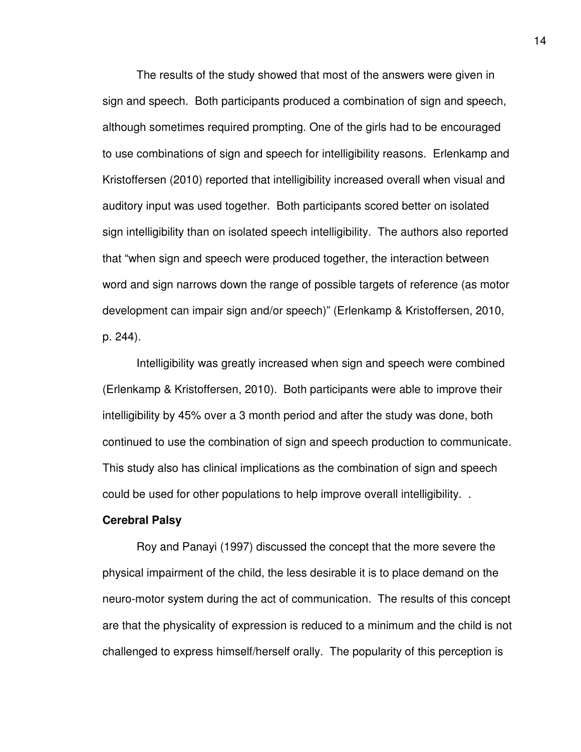The results of the study showed that most of the answers were given in sign and speech. Both participants produced a combination of sign and speech, although sometimes required prompting. One of the girls had to be encouraged to use combinations of sign and speech for intelligibility reasons. Erlenkamp and Kristoffersen (2010) reported that intelligibility increased overall when visual and auditory input was used together. Both participants scored better on isolated sign intelligibility than on isolated speech intelligibility. The authors also reported that "when sign and speech were produced together, the interaction between word and sign narrows down the range of possible targets of reference (as motor development can impair sign and/or speech)" (Erlenkamp & Kristoffersen, 2010, p. 244).

Intelligibility was greatly increased when sign and speech were combined (Erlenkamp & Kristoffersen, 2010). Both participants were able to improve their intelligibility by 45% over a 3 month period and after the study was done, both continued to use the combination of sign and speech production to communicate. This study also has clinical implications as the combination of sign and speech could be used for other populations to help improve overall intelligibility. .

**Cerebral Palsy**

Roy and Panayi (1997) discussed the concept that the more severe the physical impairment of the child, the less desirable it is to place demand on the neuro-motor system during the act of communication. The results of this concept are that the physicality of expression is reduced to a minimum and the child is not challenged to express himself/herself orally. The popularity of this perception is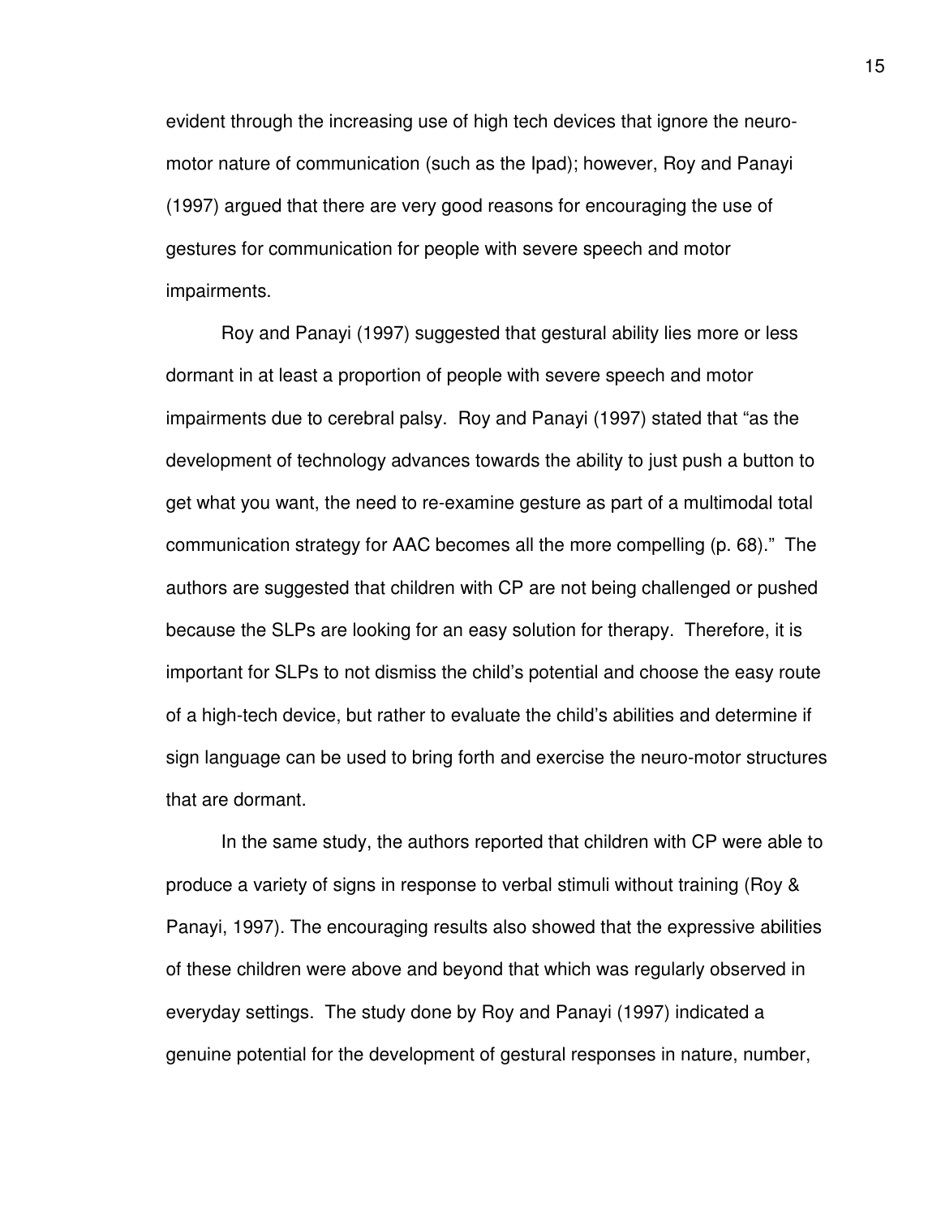evident through the increasing use of high tech devices that ignore the neuro-motor nature of communication (such as the Ipad); however, Roy and Panayi (1997) argued that there are very good reasons for encouraging the use of gestures for communication for people with severe speech and motor impairments.

Roy and Panayi (1997) suggested that gestural ability lies more or less dormant in at least a proportion of people with severe speech and motor impairments due to cerebral palsy. Roy and Panayi (1997) stated that "as the development of technology advances towards the ability to just push a button to get what you want, the need to re-examine gesture as part of a multimodal total communication strategy for AAC becomes all the more compelling (p. 68)." The authors are suggested that children with CP are not being challenged or pushed because the SLPs are looking for an easy solution for therapy. Therefore, it is important for SLPs to not dismiss the child's potential and choose the easy route of a high-tech device, but rather to evaluate the child's abilities and determine if sign language can be used to bring forth and exercise the neuro-motor structures that are dormant.

In the same study, the authors reported that children with CP were able to produce a variety of signs in response to verbal stimuli without training (Roy & Panayi, 1997). The encouraging results also showed that the expressive abilities of these children were above and beyond that which was regularly observed in everyday settings. The study done by Roy and Panayi (1997) indicated a genuine potential for the development of gestural responses in nature, number,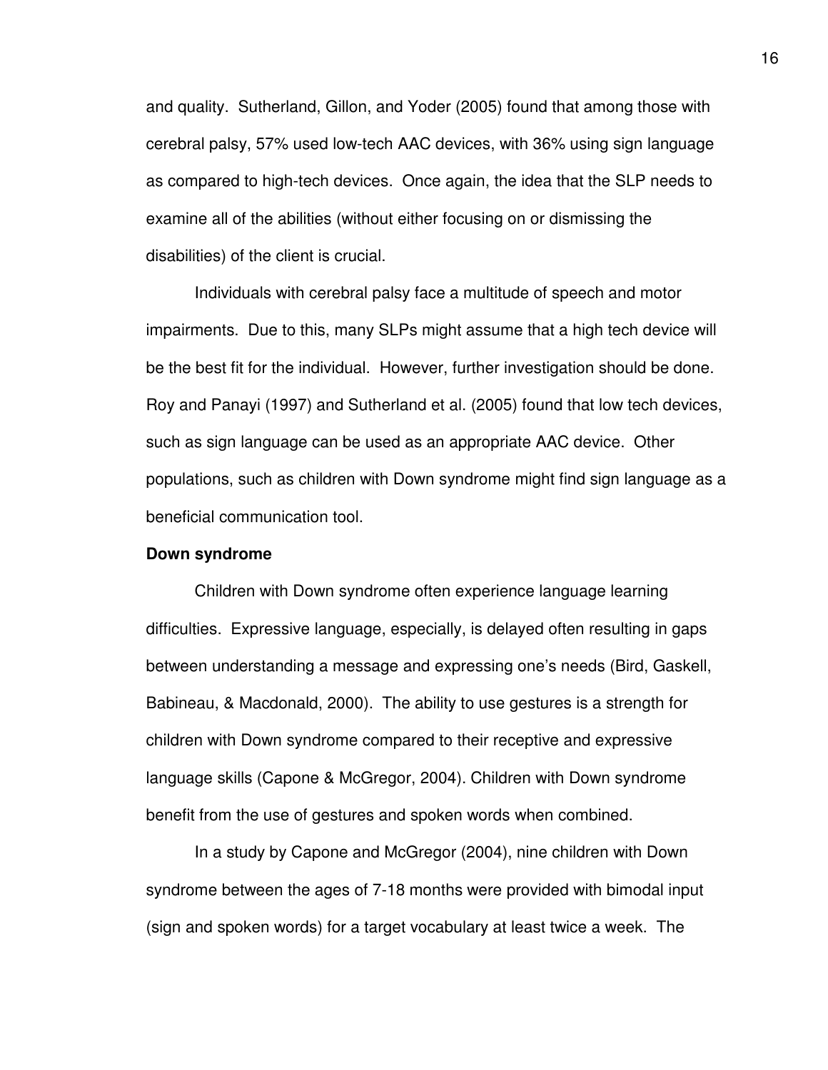and quality. Sutherland, Gillon, and Yoder (2005) found that among those with cerebral palsy, 57% used low-tech AAC devices, with 36% using sign language as compared to high-tech devices. Once again, the idea that the SLP needs to examine all of the abilities (without either focusing on or dismissing the disabilities) of the client is crucial.

Individuals with cerebral palsy face a multitude of speech and motor impairments. Due to this, many SLPs might assume that a high tech device will be the best fit for the individual. However, further investigation should be done. Roy and Panayi (1997) and Sutherland et al. (2005) found that low tech devices, such as sign language can be used as an appropriate AAC device. Other populations, such as children with Down syndrome might find sign language as a beneficial communication tool.

**Down syndrome**

Children with Down syndrome often experience language learning difficulties. Expressive language, especially, is delayed often resulting in gaps between understanding a message and expressing one's needs (Bird, Gaskell, Babineau, & Macdonald, 2000). The ability to use gestures is a strength for children with Down syndrome compared to their receptive and expressive language skills (Capone & McGregor, 2004). Children with Down syndrome benefit from the use of gestures and spoken words when combined.

In a study by Capone and McGregor (2004), nine children with Down syndrome between the ages of 7-18 months were provided with bimodal input (sign and spoken words) for a target vocabulary at least twice a week. The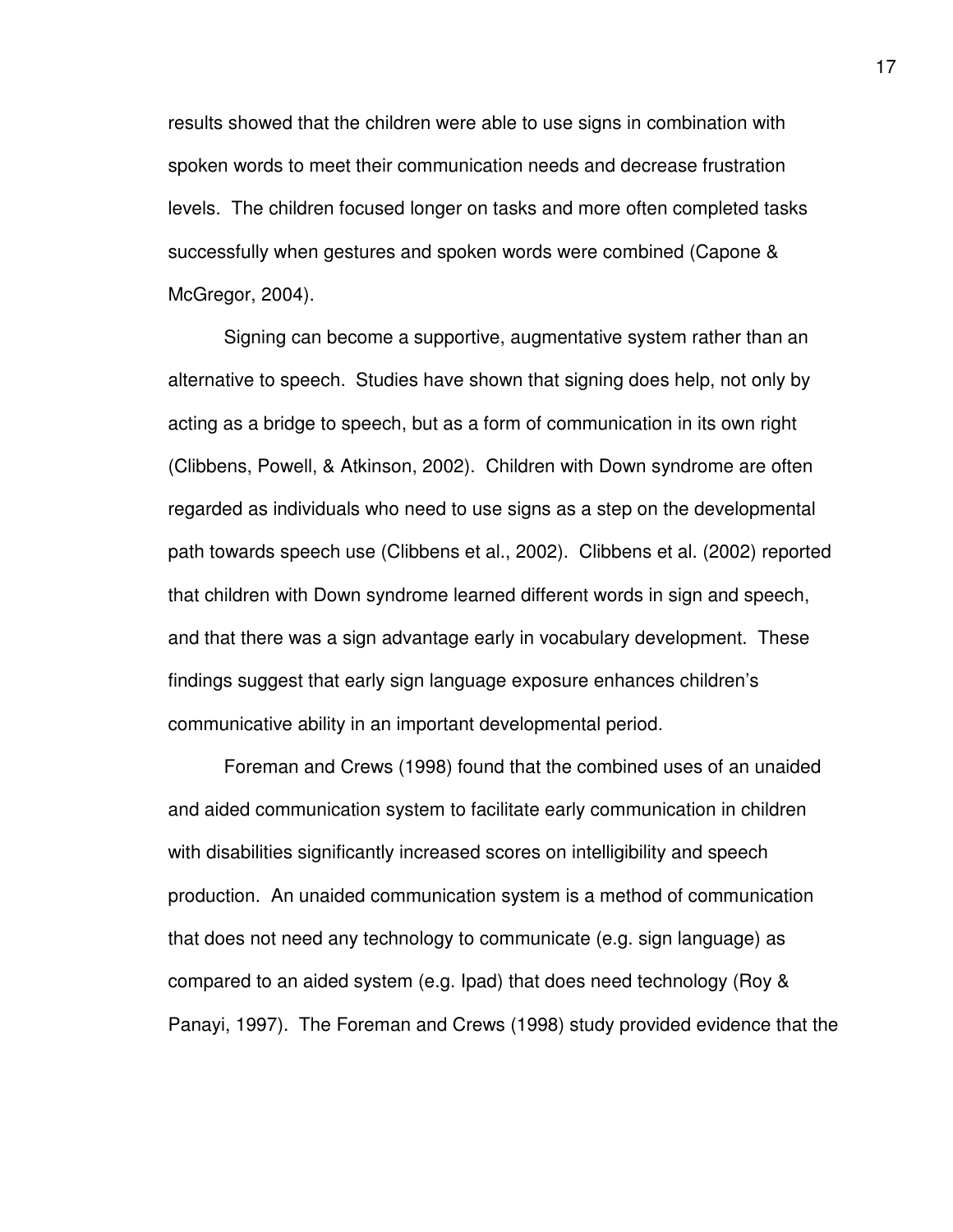results showed that the children were able to use signs in combination with spoken words to meet their communication needs and decrease frustration levels. The children focused longer on tasks and more often completed tasks successfully when gestures and spoken words were combined (Capone & McGregor, 2004).

Signing can become a supportive, augmentative system rather than an alternative to speech. Studies have shown that signing does help, not only by acting as a bridge to speech, but as a form of communication in its own right (Clibbens, Powell, & Atkinson, 2002). Children with Down syndrome are often regarded as individuals who need to use signs as a step on the developmental path towards speech use (Clibbens et al., 2002). Clibbens et al. (2002) reported that children with Down syndrome learned different words in sign and speech, and that there was a sign advantage early in vocabulary development. These findings suggest that early sign language exposure enhances children's communicative ability in an important developmental period.

Foreman and Crews (1998) found that the combined uses of an unaided and aided communication system to facilitate early communication in children with disabilities significantly increased scores on intelligibility and speech production. An unaided communication system is a method of communication that does not need any technology to communicate (e.g. sign language) as compared to an aided system (e.g. Ipad) that does need technology (Roy & Panayi, 1997). The Foreman and Crews (1998) study provided evidence that the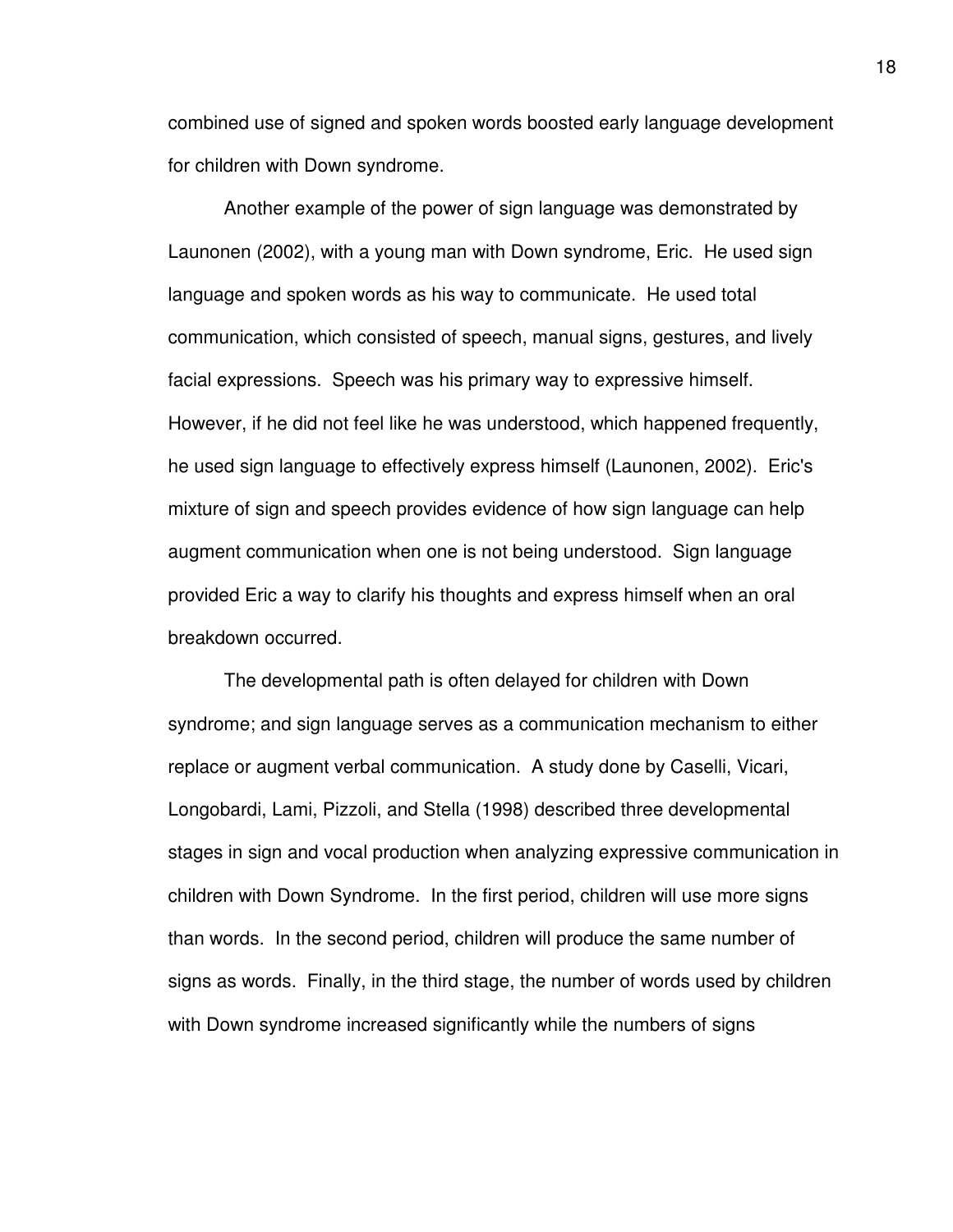combined use of signed and spoken words boosted early language development for children with Down syndrome.

Another example of the power of sign language was demonstrated by Launonen (2002), with a young man with Down syndrome, Eric. He used sign language and spoken words as his way to communicate. He used total communication, which consisted of speech, manual signs, gestures, and lively facial expressions. Speech was his primary way to expressive himself. However, if he did not feel like he was understood, which happened frequently, he used sign language to effectively express himself (Launonen, 2002). Eric's mixture of sign and speech provides evidence of how sign language can help augment communication when one is not being understood. Sign language provided Eric a way to clarify his thoughts and express himself when an oral breakdown occurred.

The developmental path is often delayed for children with Down syndrome; and sign language serves as a communication mechanism to either replace or augment verbal communication. A study done by Caselli, Vicari, Longobardi, Lami, Pizzoli, and Stella (1998) described three developmental stages in sign and vocal production when analyzing expressive communication in children with Down Syndrome. In the first period, children will use more signs than words. In the second period, children will produce the same number of signs as words. Finally, in the third stage, the number of words used by children with Down syndrome increased significantly while the numbers of signs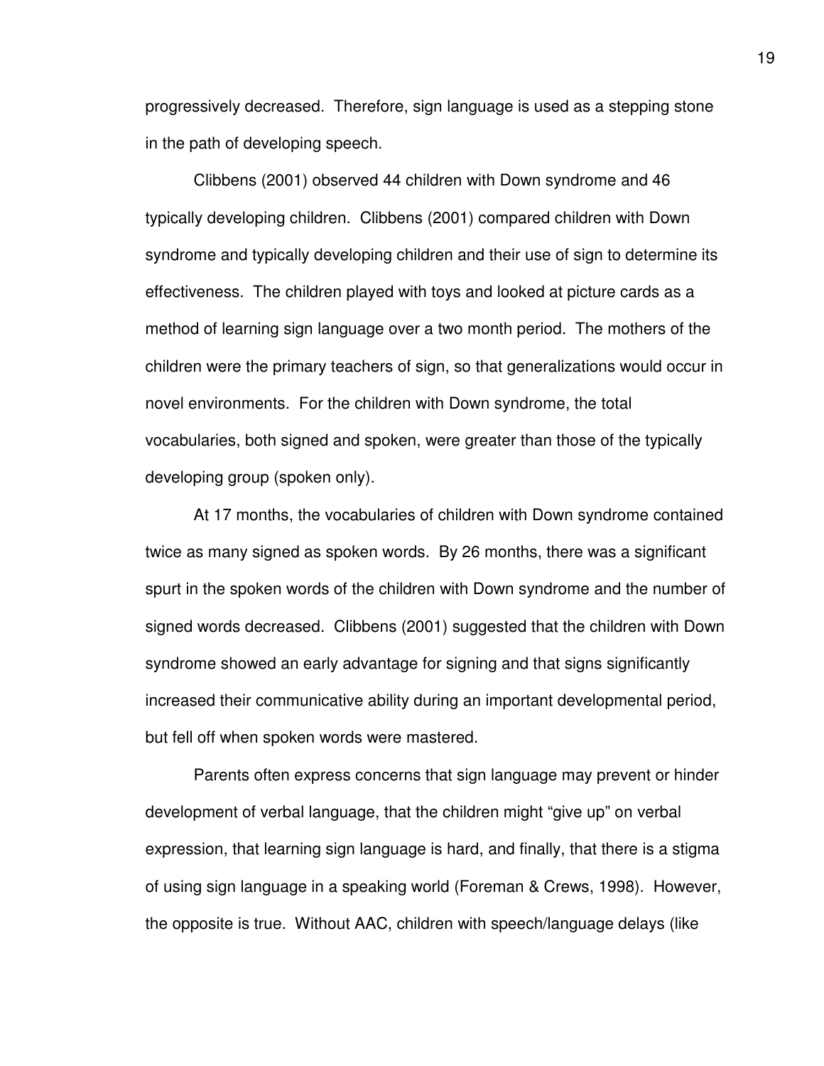progressively decreased. Therefore, sign language is used as a stepping stone in the path of developing speech.

Clibbens (2001) observed 44 children with Down syndrome and 46 typically developing children. Clibbens (2001) compared children with Down syndrome and typically developing children and their use of sign to determine its effectiveness. The children played with toys and looked at picture cards as a method of learning sign language over a two month period. The mothers of the children were the primary teachers of sign, so that generalizations would occur in novel environments. For the children with Down syndrome, the total vocabularies, both signed and spoken, were greater than those of the typically developing group (spoken only).

At 17 months, the vocabularies of children with Down syndrome contained twice as many signed as spoken words. By 26 months, there was a significant spurt in the spoken words of the children with Down syndrome and the number of signed words decreased. Clibbens (2001) suggested that the children with Down syndrome showed an early advantage for signing and that signs significantly increased their communicative ability during an important developmental period, but fell off when spoken words were mastered.

Parents often express concerns that sign language may prevent or hinder development of verbal language, that the children might "give up" on verbal expression, that learning sign language is hard, and finally, that there is a stigma of using sign language in a speaking world (Foreman & Crews, 1998). However, the opposite is true. Without AAC, children with speech/language delays (like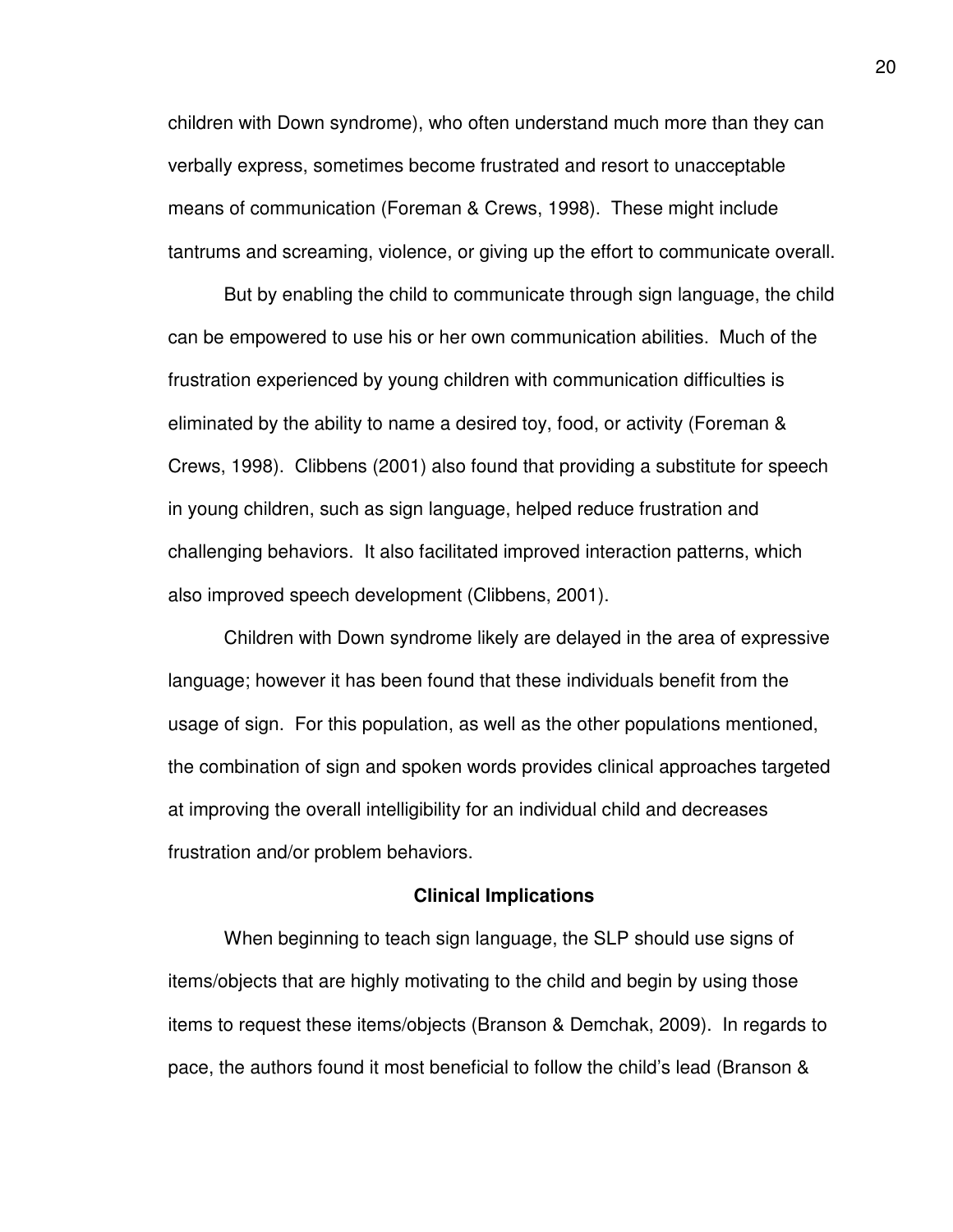children with Down syndrome), who often understand much more than they can verbally express, sometimes become frustrated and resort to unacceptable means of communication (Foreman & Crews, 1998). These might include tantrums and screaming, violence, or giving up the effort to communicate overall.

But by enabling the child to communicate through sign language, the child can be empowered to use his or her own communication abilities. Much of the frustration experienced by young children with communication difficulties is eliminated by the ability to name a desired toy, food, or activity (Foreman & Crews, 1998). Clibbens (2001) also found that providing a substitute for speech in young children, such as sign language, helped reduce frustration and challenging behaviors. It also facilitated improved interaction patterns, which also improved speech development (Clibbens, 2001).

Children with Down syndrome likely are delayed in the area of expressive language; however it has been found that these individuals benefit from the usage of sign. For this population, as well as the other populations mentioned, the combination of sign and spoken words provides clinical approaches targeted at improving the overall intelligibility for an individual child and decreases frustration and/or problem behaviors.

**Clinical Implications**

When beginning to teach sign language, the SLP should use signs of items/objects that are highly motivating to the child and begin by using those items to request these items/objects (Branson & Demchak, 2009). In regards to pace, the authors found it most beneficial to follow the child's lead (Branson &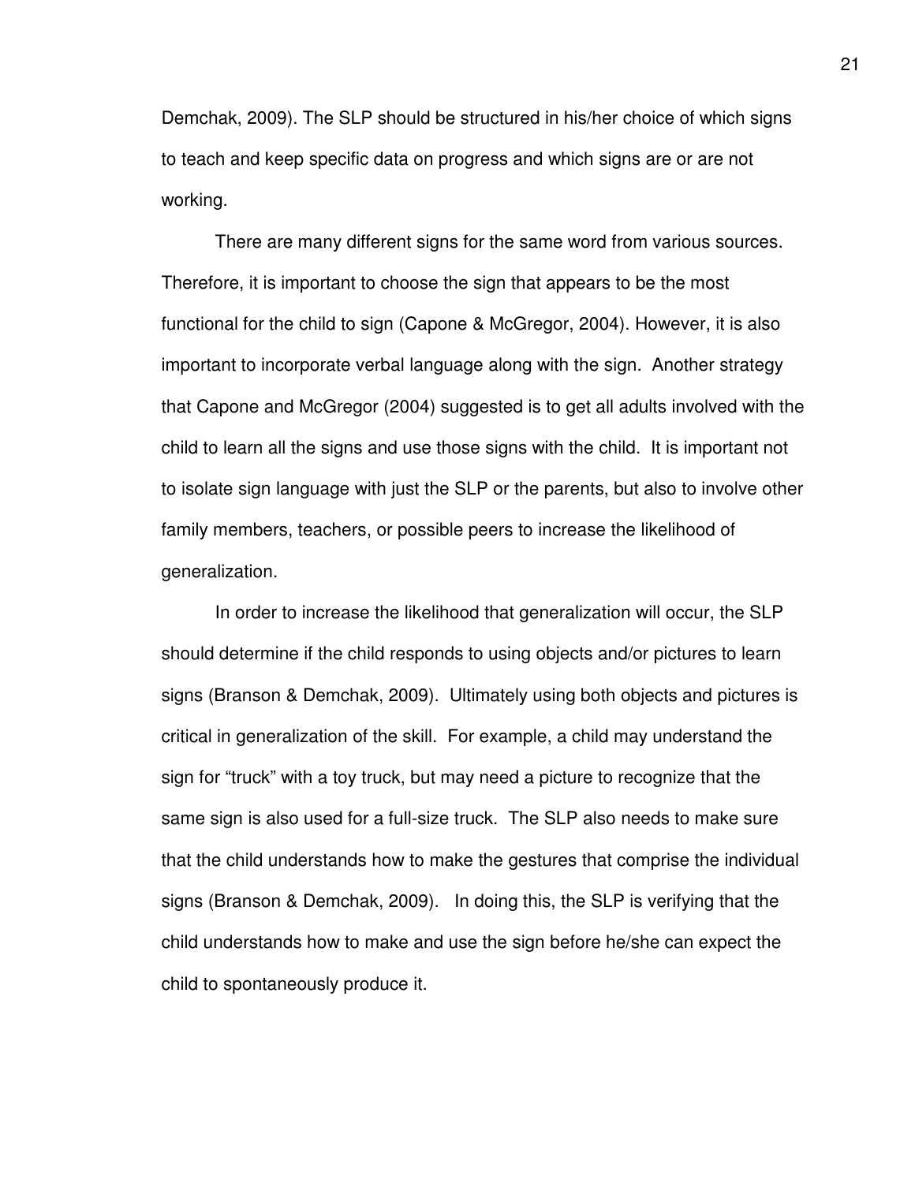Demchak, 2009). The SLP should be structured in his/her choice of which signs to teach and keep specific data on progress and which signs are or are not working.

There are many different signs for the same word from various sources. Therefore, it is important to choose the sign that appears to be the most functional for the child to sign (Capone & McGregor, 2004). However, it is also important to incorporate verbal language along with the sign. Another strategy that Capone and McGregor (2004) suggested is to get all adults involved with the child to learn all the signs and use those signs with the child. It is important not to isolate sign language with just the SLP or the parents, but also to involve other family members, teachers, or possible peers to increase the likelihood of generalization.

In order to increase the likelihood that generalization will occur, the SLP should determine if the child responds to using objects and/or pictures to learn signs (Branson & Demchak, 2009). Ultimately using both objects and pictures is critical in generalization of the skill. For example, a child may understand the sign for "truck" with a toy truck, but may need a picture to recognize that the same sign is also used for a full-size truck. The SLP also needs to make sure that the child understands how to make the gestures that comprise the individual signs (Branson & Demchak, 2009). In doing this, the SLP is verifying that the child understands how to make and use the sign before he/she can expect the child to spontaneously produce it.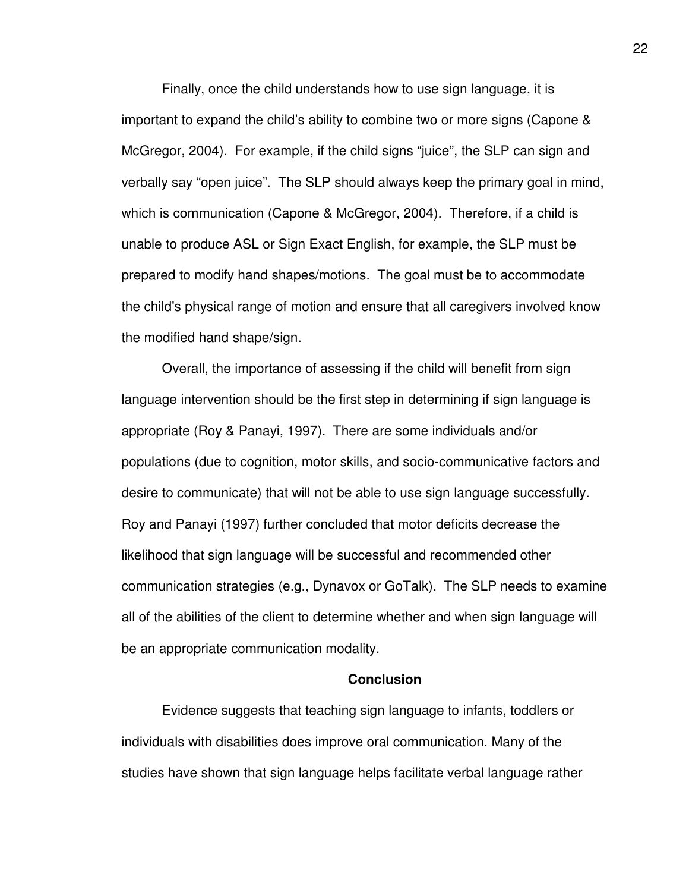Finally, once the child understands how to use sign language, it is important to expand the child's ability to combine two or more signs (Capone & McGregor, 2004). For example, if the child signs "juice", the SLP can sign and verbally say "open juice". The SLP should always keep the primary goal in mind, which is communication (Capone & McGregor, 2004). Therefore, if a child is unable to produce ASL or Sign Exact English, for example, the SLP must be prepared to modify hand shapes/motions. The goal must be to accommodate the child's physical range of motion and ensure that all caregivers involved know the modified hand shape/sign.

Overall, the importance of assessing if the child will benefit from sign language intervention should be the first step in determining if sign language is appropriate (Roy & Panayi, 1997). There are some individuals and/or populations (due to cognition, motor skills, and socio-communicative factors and desire to communicate) that will not be able to use sign language successfully. Roy and Panayi (1997) further concluded that motor deficits decrease the likelihood that sign language will be successful and recommended other communication strategies (e.g., Dynavox or GoTalk). The SLP needs to examine all of the abilities of the client to determine whether and when sign language will be an appropriate communication modality.

## Conclusion

Evidence suggests that teaching sign language to infants, toddlers or individuals with disabilities does improve oral communication. Many of the studies have shown that sign language helps facilitate verbal language rather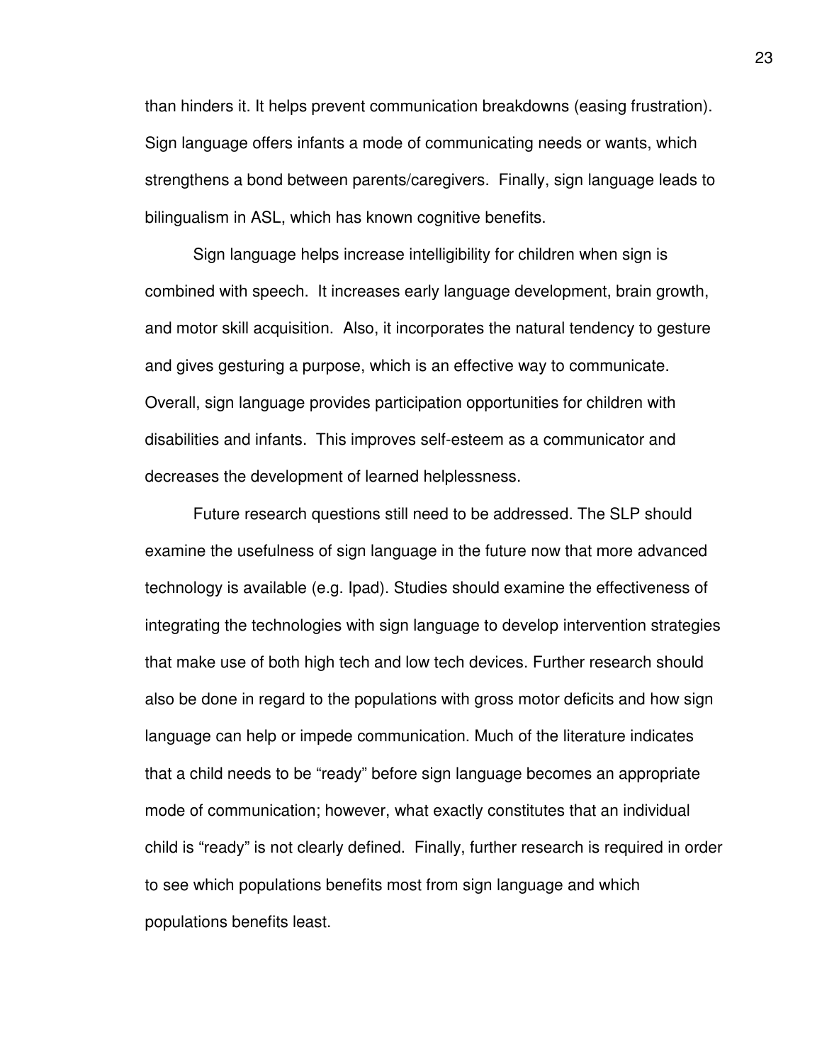than hinders it. It helps prevent communication breakdowns (easing frustration). Sign language offers infants a mode of communicating needs or wants, which strengthens a bond between parents/caregivers. Finally, sign language leads to bilingualism in ASL, which has known cognitive benefits.

Sign language helps increase intelligibility for children when sign is combined with speech. It increases early language development, brain growth, and motor skill acquisition. Also, it incorporates the natural tendency to gesture and gives gesturing a purpose, which is an effective way to communicate. Overall, sign language provides participation opportunities for children with disabilities and infants. This improves self-esteem as a communicator and decreases the development of learned helplessness.

Future research questions still need to be addressed. The SLP should examine the usefulness of sign language in the future now that more advanced technology is available (e.g. Ipad). Studies should examine the effectiveness of integrating the technologies with sign language to develop intervention strategies that make use of both high tech and low tech devices. Further research should also be done in regard to the populations with gross motor deficits and how sign language can help or impede communication. Much of the literature indicates that a child needs to be "ready" before sign language becomes an appropriate mode of communication; however, what exactly constitutes that an individual child is "ready" is not clearly defined. Finally, further research is required in order to see which populations benefits most from sign language and which populations benefits least.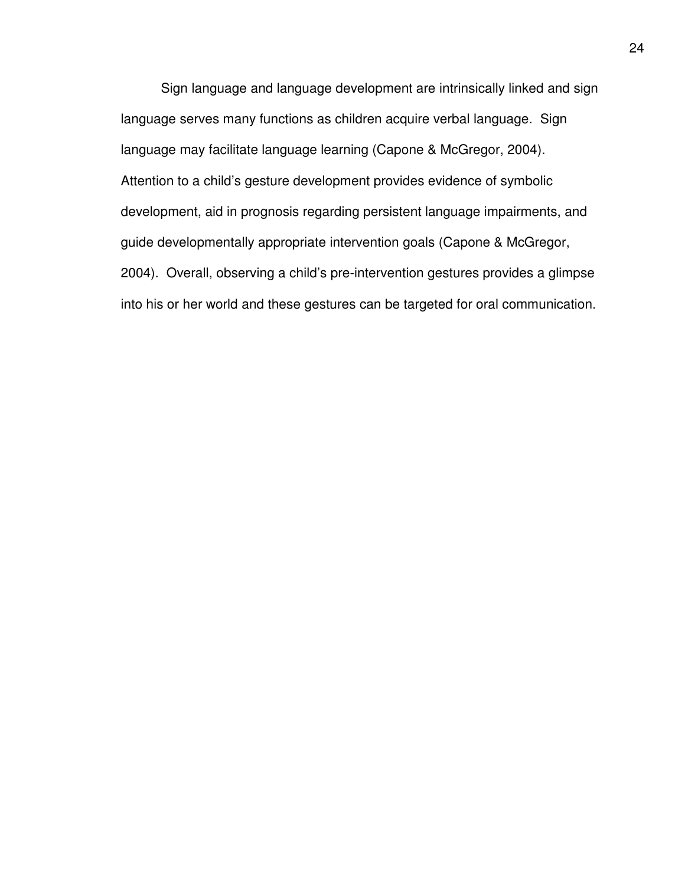Sign language and language development are intrinsically linked and sign language serves many functions as children acquire verbal language. Sign language may facilitate language learning (Capone & McGregor, 2004). Attention to a child's gesture development provides evidence of symbolic development, aid in prognosis regarding persistent language impairments, and guide developmentally appropriate intervention goals (Capone & McGregor, 2004). Overall, observing a child's pre-intervention gestures provides a glimpse into his or her world and these gestures can be targeted for oral communication.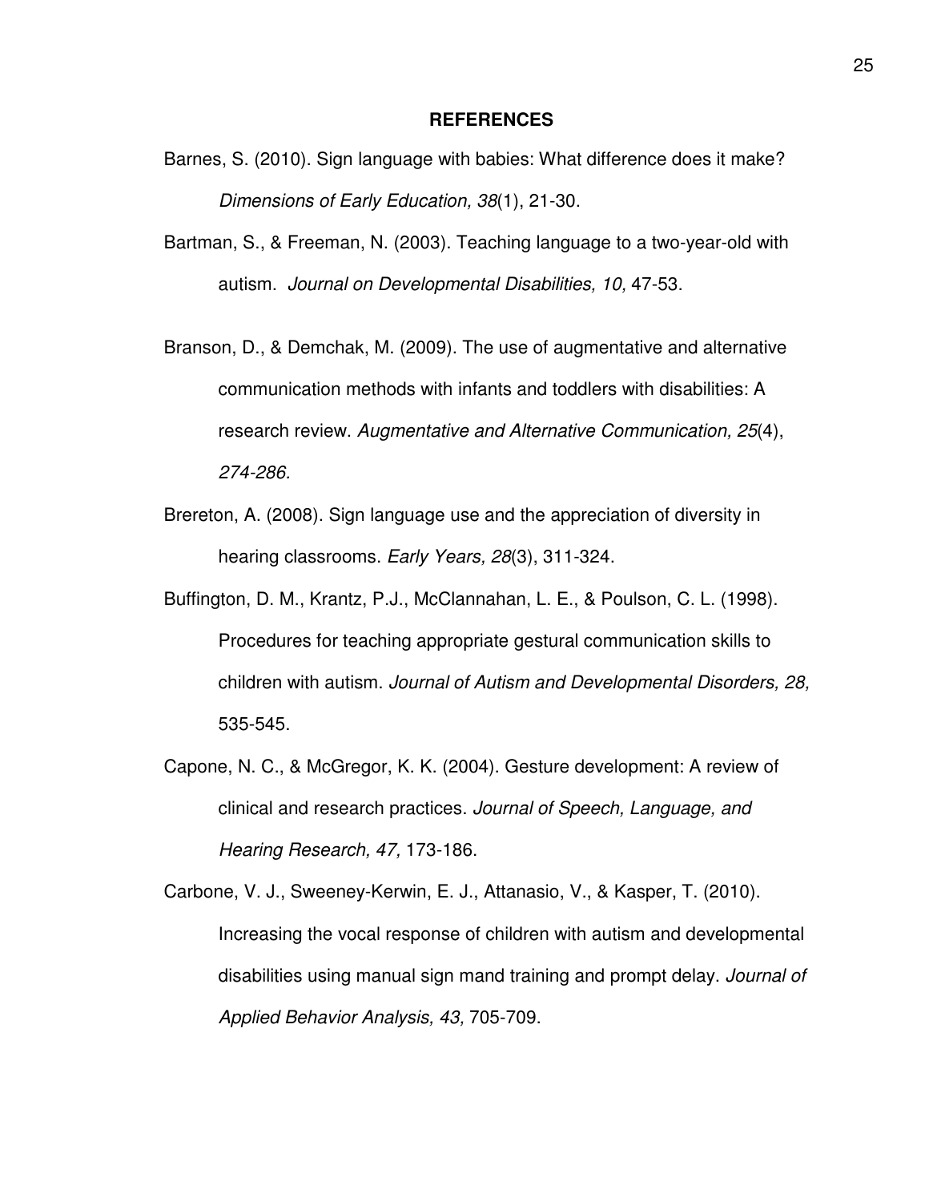# REFERENCES

Barnes, S. (2010). Sign language with babies: What difference does it make? *Dimensions of Early Education, 38*(1), 21-30.

Bartman, S., & Freeman, N. (2003). Teaching language to a two-year-old with autism. *Journal on Developmental Disabilities, 10,* 47-53.

Branson, D., & Demchak, M. (2009). The use of augmentative and alternative communication methods with infants and toddlers with disabilities: A research review. *Augmentative and Alternative Communication, 25*(4), *274-286.*

Brereton, A. (2008). Sign language use and the appreciation of diversity in hearing classrooms. *Early Years, 28*(3), 311-324.

Buffington, D. M., Krantz, P.J., McClannahan, L. E., & Poulson, C. L. (1998). Procedures for teaching appropriate gestural communication skills to children with autism. *Journal of Autism and Developmental Disorders, 28,* 535-545.

Capone, N. C., & McGregor, K. K. (2004). Gesture development: A review of clinical and research practices. *Journal of Speech, Language, and Hearing Research, 47,* 173-186.

Carbone, V. J., Sweeney-Kerwin, E. J., Attanasio, V., & Kasper, T. (2010). Increasing the vocal response of children with autism and developmental disabilities using manual sign mand training and prompt delay. *Journal of Applied Behavior Analysis, 43,* 705-709.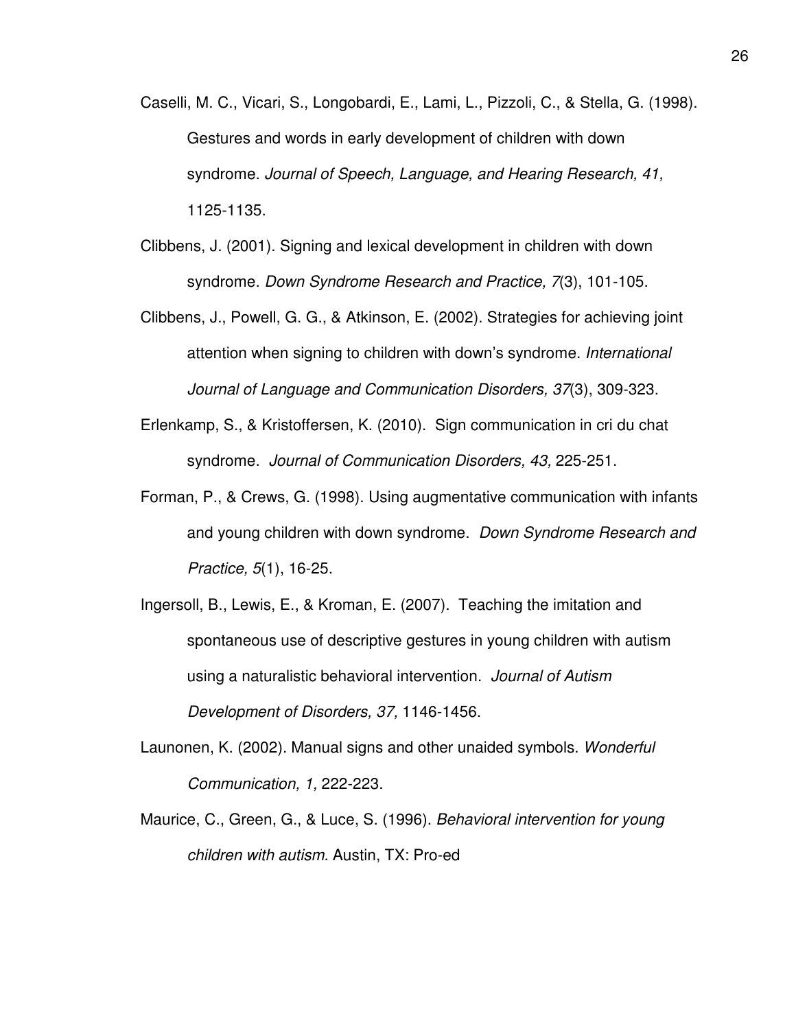Caselli, M. C., Vicari, S., Longobardi, E., Lami, L., Pizzoli, C., & Stella, G. (1998). Gestures and words in early development of children with down syndrome. *Journal of Speech, Language, and Hearing Research, 41,* 1125-1135.

Clibbens, J. (2001). Signing and lexical development in children with down syndrome. *Down Syndrome Research and Practice, 7*(3), 101-105.

Clibbens, J., Powell, G. G., & Atkinson, E. (2002). Strategies for achieving joint attention when signing to children with down's syndrome. *International Journal of Language and Communication Disorders, 37*(3), 309-323.

Erlenkamp, S., & Kristoffersen, K. (2010). Sign communication in cri du chat syndrome. *Journal of Communication Disorders, 43,* 225-251.

Forman, P., & Crews, G. (1998). Using augmentative communication with infants and young children with down syndrome. *Down Syndrome Research and Practice, 5*(1), 16-25.

Ingersoll, B., Lewis, E., & Kroman, E. (2007). Teaching the imitation and spontaneous use of descriptive gestures in young children with autism using a naturalistic behavioral intervention. *Journal of Autism Development of Disorders, 37,* 1146-1456.

Launonen, K. (2002). Manual signs and other unaided symbols. *Wonderful Communication, 1,* 222-223.

Maurice, C., Green, G., & Luce, S. (1996). *Behavioral intervention for young children with autism.* Austin, TX: Pro-ed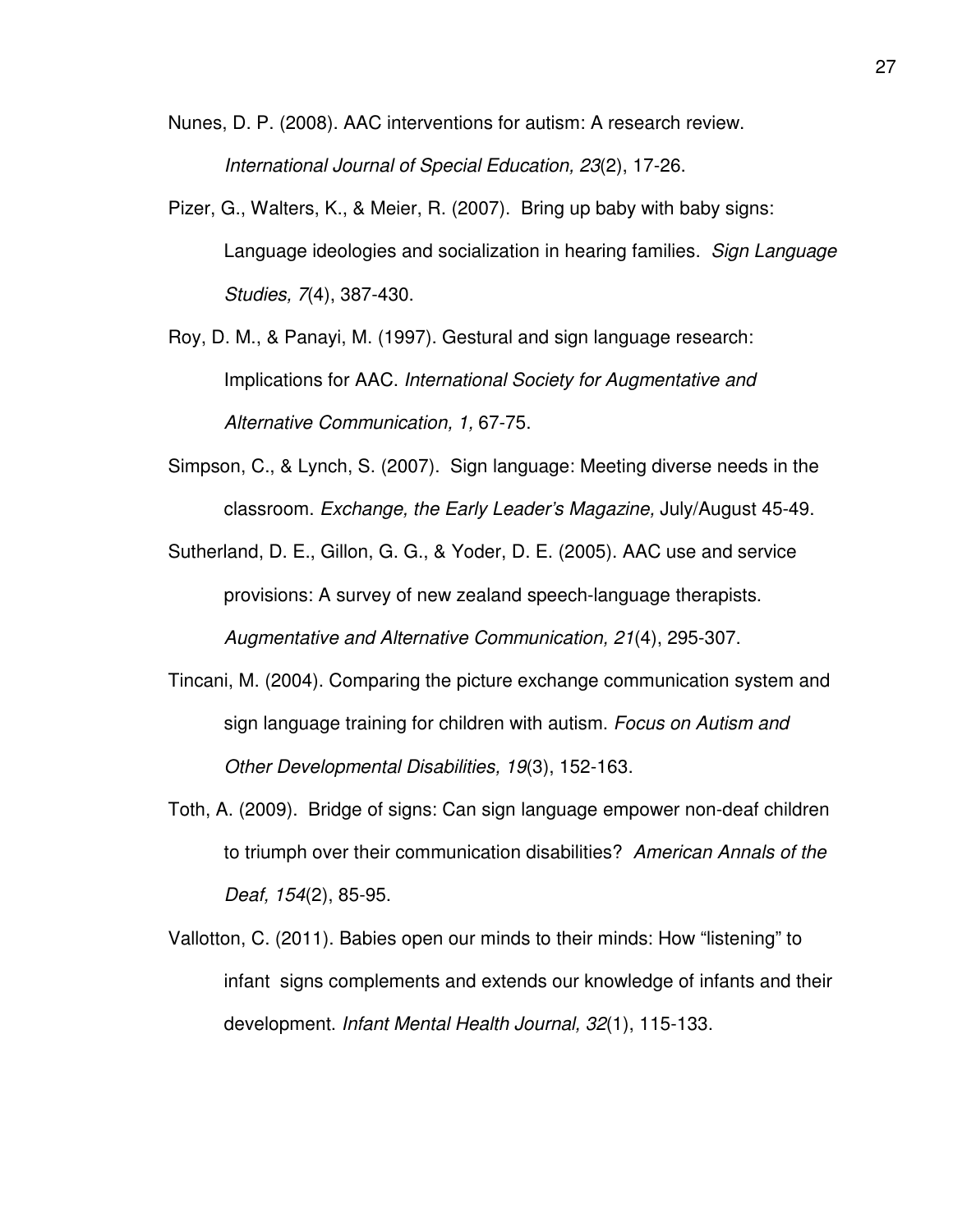Nunes, D. P. (2008). AAC interventions for autism: A research review. *International Journal of Special Education, 23*(2), 17-26.

Pizer, G., Walters, K., & Meier, R. (2007). Bring up baby with baby signs: Language ideologies and socialization in hearing families. *Sign Language Studies, 7*(4), 387-430.

Roy, D. M., & Panayi, M. (1997). Gestural and sign language research: Implications for AAC. *International Society for Augmentative and Alternative Communication, 1,* 67-75.

Simpson, C., & Lynch, S. (2007). Sign language: Meeting diverse needs in the classroom. *Exchange, the Early Leader's Magazine,* July/August 45-49.

Sutherland, D. E., Gillon, G. G., & Yoder, D. E. (2005). AAC use and service provisions: A survey of new zealand speech-language therapists. *Augmentative and Alternative Communication, 21*(4), 295-307.

Tincani, M. (2004). Comparing the picture exchange communication system and sign language training for children with autism. *Focus on Autism and Other Developmental Disabilities, 19*(3), 152-163.

Toth, A. (2009). Bridge of signs: Can sign language empower non-deaf children to triumph over their communication disabilities? *American Annals of the Deaf, 154*(2), 85-95.

Vallotton, C. (2011). Babies open our minds to their minds: How "listening" to infant signs complements and extends our knowledge of infants and their development. *Infant Mental Health Journal, 32*(1), 115-133.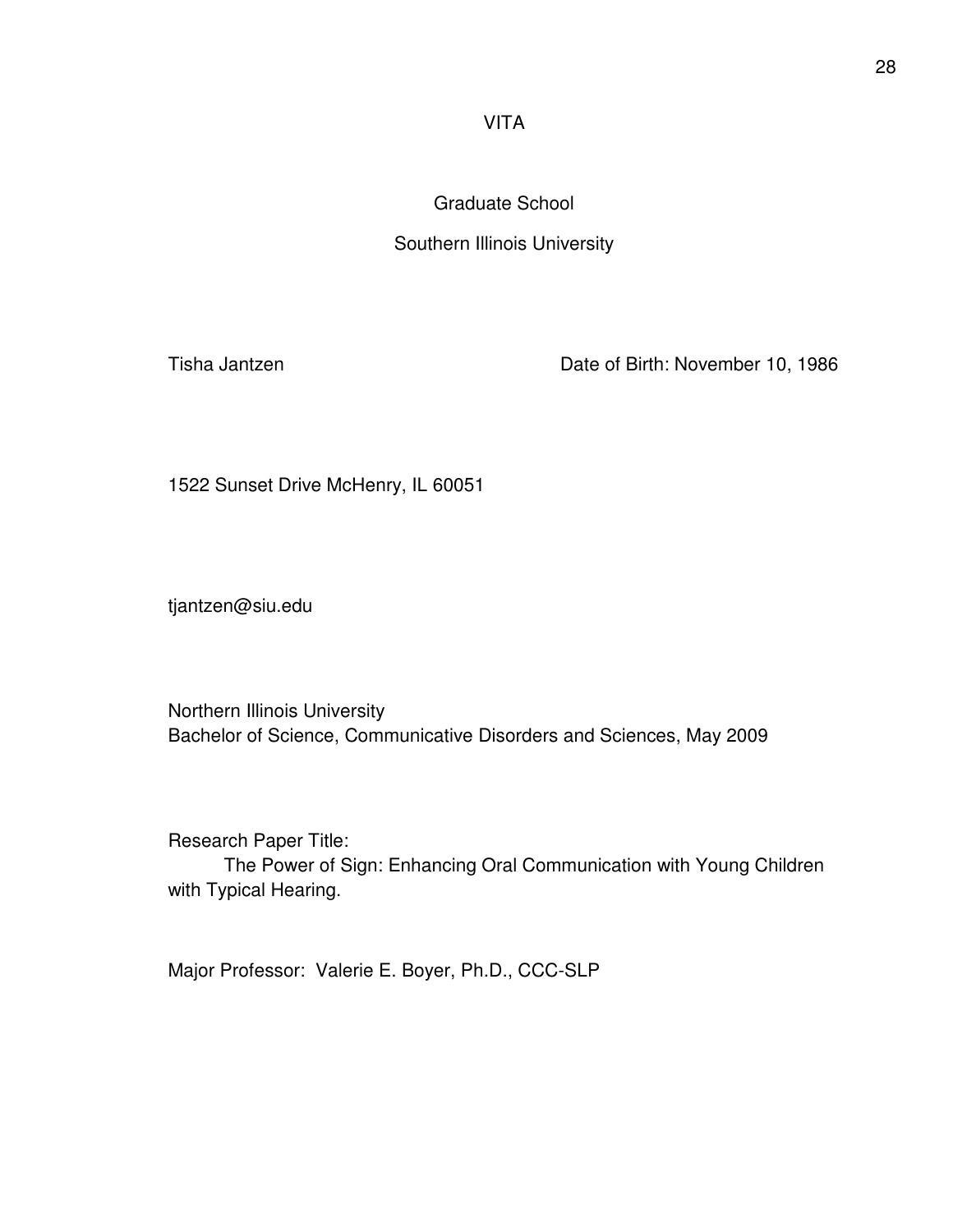# VITA

Graduate School

Southern Illinois University

Tisha Jantzen Date of Birth: November 10, 1986

1522 Sunset Drive McHenry, IL 60051

tjantzen@siu.edu

Northern Illinois University
Bachelor of Science, Communicative Disorders and Sciences, May 2009

Research Paper Title:
The Power of Sign: Enhancing Oral Communication with Young Children with Typical Hearing.

Major Professor: Valerie E. Boyer, Ph.D., CCC-SLP